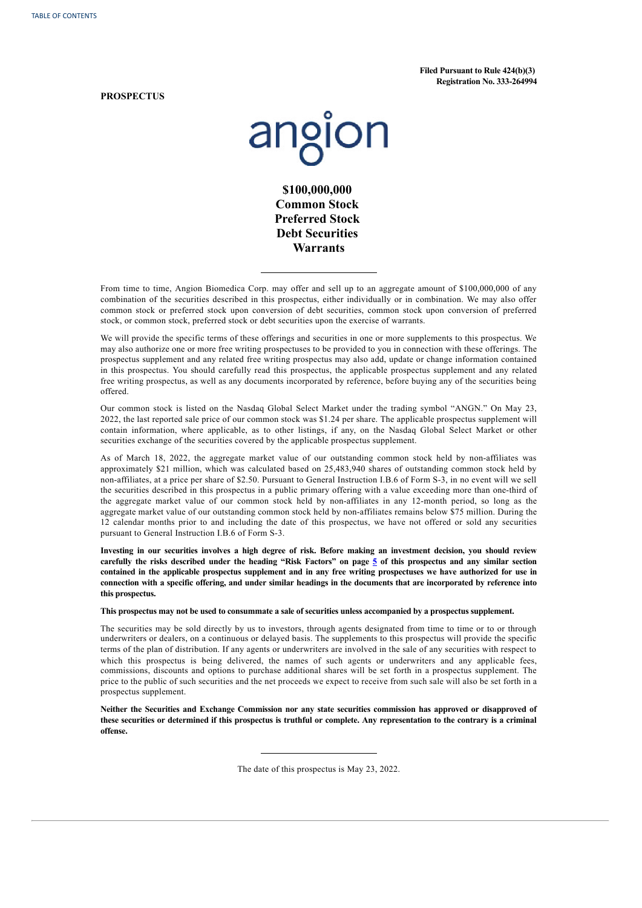**Filed Pursuant to Rule 424(b)(3)**
**Registration No. 333-264994**

**PROSPECTUS**

angion

# $100,000,000
# Common Stock
# Preferred Stock
# Debt Securities
# Warrants

From time to time, Angion Biomedica Corp. may offer and sell up to an aggregate amount of $100,000,000 of any combination of the securities described in this prospectus, either individually or in combination. We may also offer common stock or preferred stock upon conversion of debt securities, common stock upon conversion of preferred stock, or common stock, preferred stock or debt securities upon the exercise of warrants.

We will provide the specific terms of these offerings and securities in one or more supplements to this prospectus. We may also authorize one or more free writing prospectuses to be provided to you in connection with these offerings. The prospectus supplement and any related free writing prospectus may also add, update or change information contained in this prospectus. You should carefully read this prospectus, the applicable prospectus supplement and any related free writing prospectus, as well as any documents incorporated by reference, before buying any of the securities being offered.

Our common stock is listed on the Nasdaq Global Select Market under the trading symbol "ANGN." On May 23, 2022, the last reported sale price of our common stock was $1.24 per share. The applicable prospectus supplement will contain information, where applicable, as to other listings, if any, on the Nasdaq Global Select Market or other securities exchange of the securities covered by the applicable prospectus supplement.

As of March 18, 2022, the aggregate market value of our outstanding common stock held by non-affiliates was approximately $21 million, which was calculated based on 25,483,940 shares of outstanding common stock held by non-affiliates, at a price per share of $2.50. Pursuant to General Instruction I.B.6 of Form S-3, in no event will we sell the securities described in this prospectus in a public primary offering with a value exceeding more than one-third of the aggregate market value of our common stock held by non-affiliates in any 12-month period, so long as the aggregate market value of our outstanding common stock held by non-affiliates remains below $75 million. During the 12 calendar months prior to and including the date of this prospectus, we have not offered or sold any securities pursuant to General Instruction I.B.6 of Form S-3.

**Investing in our securities involves a high degree of risk. Before making an investment decision, you should review carefully the risks described under the heading "Risk Factors" on page 5 of this prospectus and any similar section contained in the applicable prospectus supplement and in any free writing prospectuses we have authorized for use in connection with a specific offering, and under similar headings in the documents that are incorporated by reference into this prospectus.**

**This prospectus may not be used to consummate a sale of securities unless accompanied by a prospectus supplement.**

The securities may be sold directly by us to investors, through agents designated from time to time or to or through underwriters or dealers, on a continuous or delayed basis. The supplements to this prospectus will provide the specific terms of the plan of distribution. If any agents or underwriters are involved in the sale of any securities with respect to which this prospectus is being delivered, the names of such agents or underwriters and any applicable fees, commissions, discounts and options to purchase additional shares will be set forth in a prospectus supplement. The price to the public of such securities and the net proceeds we expect to receive from such sale will also be set forth in a prospectus supplement.

**Neither the Securities and Exchange Commission nor any state securities commission has approved or disapproved of these securities or determined if this prospectus is truthful or complete. Any representation to the contrary is a criminal offense.**

The date of this prospectus is May 23, 2022.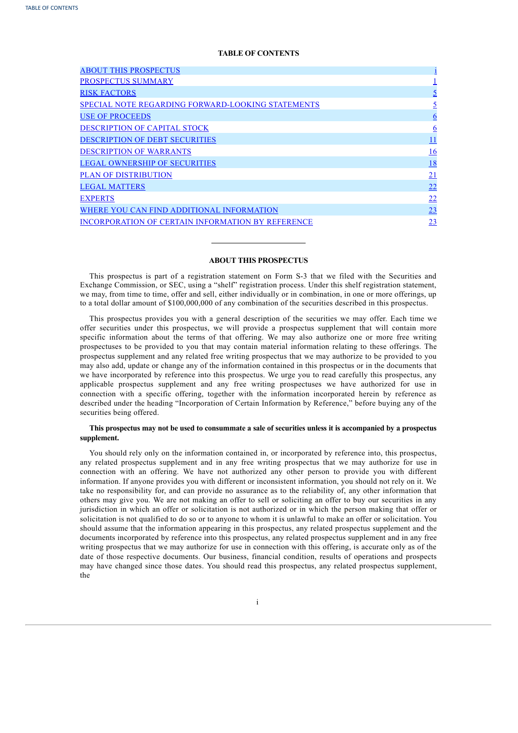**TABLE OF CONTENTS**

| | |
|---|---|
| ABOUT THIS PROSPECTUS | i |
| PROSPECTUS SUMMARY | 1 |
| RISK FACTORS | 5 |
| SPECIAL NOTE REGARDING FORWARD-LOOKING STATEMENTS | 5 |
| USE OF PROCEEDS | 6 |
| DESCRIPTION OF CAPITAL STOCK | 6 |
| DESCRIPTION OF DEBT SECURITIES | 11 |
| DESCRIPTION OF WARRANTS | 16 |
| LEGAL OWNERSHIP OF SECURITIES | 18 |
| PLAN OF DISTRIBUTION | 21 |
| LEGAL MATTERS | 22 |
| EXPERTS | 22 |
| WHERE YOU CAN FIND ADDITIONAL INFORMATION | 23 |
| INCORPORATION OF CERTAIN INFORMATION BY REFERENCE | 23 |

## ABOUT THIS PROSPECTUS

This prospectus is part of a registration statement on Form S-3 that we filed with the Securities and Exchange Commission, or SEC, using a "shelf" registration process. Under this shelf registration statement, we may, from time to time, offer and sell, either individually or in combination, in one or more offerings, up to a total dollar amount of $100,000,000 of any combination of the securities described in this prospectus.

This prospectus provides you with a general description of the securities we may offer. Each time we offer securities under this prospectus, we will provide a prospectus supplement that will contain more specific information about the terms of that offering. We may also authorize one or more free writing prospectuses to be provided to you that may contain material information relating to these offerings. The prospectus supplement and any related free writing prospectus that we may authorize to be provided to you may also add, update or change any of the information contained in this prospectus or in the documents that we have incorporated by reference into this prospectus. We urge you to read carefully this prospectus, any applicable prospectus supplement and any free writing prospectuses we have authorized for use in connection with a specific offering, together with the information incorporated herein by reference as described under the heading "Incorporation of Certain Information by Reference," before buying any of the securities being offered.

**This prospectus may not be used to consummate a sale of securities unless it is accompanied by a prospectus supplement.**

You should rely only on the information contained in, or incorporated by reference into, this prospectus, any related prospectus supplement and in any free writing prospectus that we may authorize for use in connection with an offering. We have not authorized any other person to provide you with different information. If anyone provides you with different or inconsistent information, you should not rely on it. We take no responsibility for, and can provide no assurance as to the reliability of, any other information that others may give you. We are not making an offer to sell or soliciting an offer to buy our securities in any jurisdiction in which an offer or solicitation is not authorized or in which the person making that offer or solicitation is not qualified to do so or to anyone to whom it is unlawful to make an offer or solicitation. You should assume that the information appearing in this prospectus, any related prospectus supplement and the documents incorporated by reference into this prospectus, any related prospectus supplement and in any free writing prospectus that we may authorize for use in connection with this offering, is accurate only as of the date of those respective documents. Our business, financial condition, results of operations and prospects may have changed since those dates. You should read this prospectus, any related prospectus supplement, the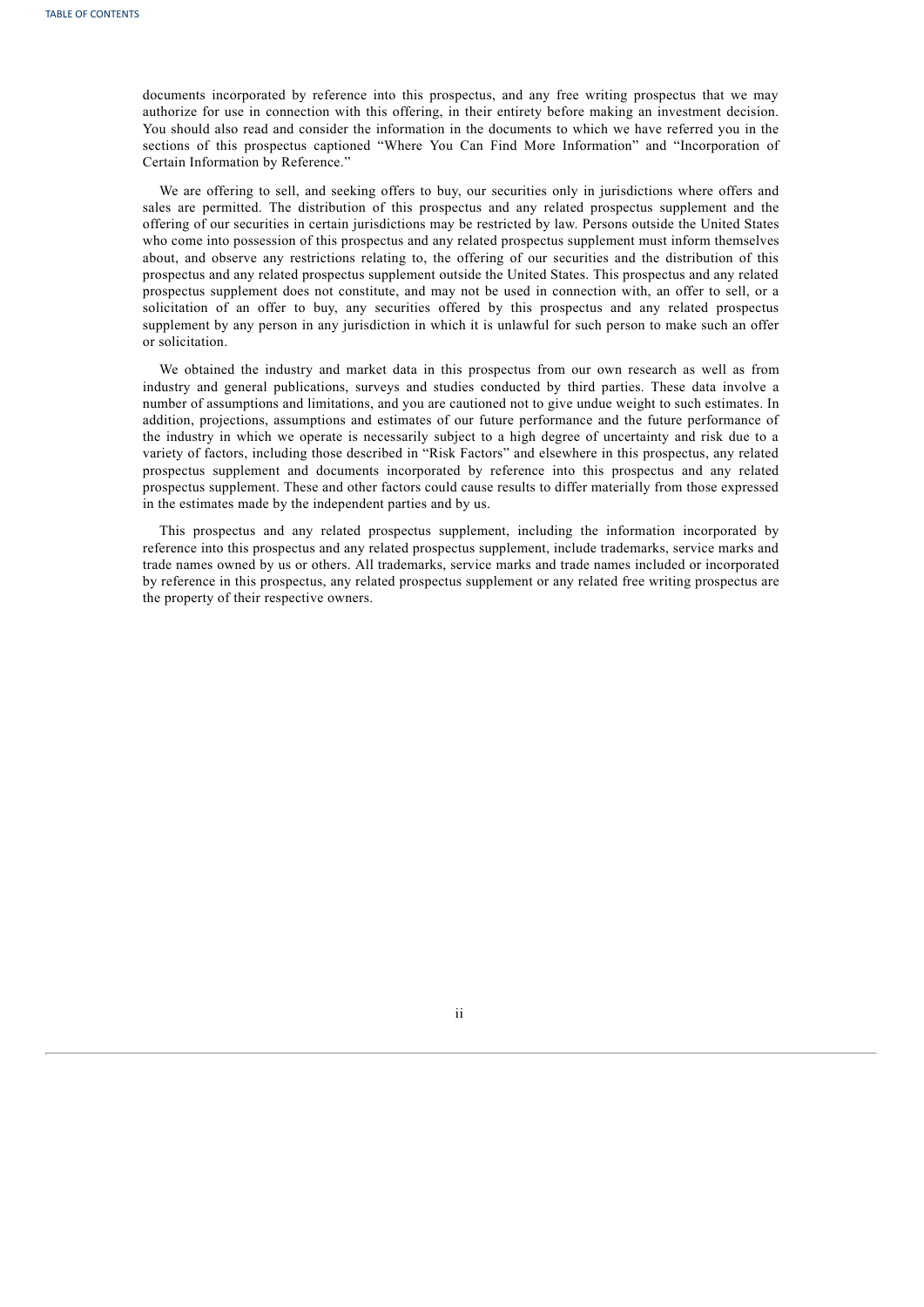documents incorporated by reference into this prospectus, and any free writing prospectus that we may authorize for use in connection with this offering, in their entirety before making an investment decision. You should also read and consider the information in the documents to which we have referred you in the sections of this prospectus captioned "Where You Can Find More Information" and "Incorporation of Certain Information by Reference."

We are offering to sell, and seeking offers to buy, our securities only in jurisdictions where offers and sales are permitted. The distribution of this prospectus and any related prospectus supplement and the offering of our securities in certain jurisdictions may be restricted by law. Persons outside the United States who come into possession of this prospectus and any related prospectus supplement must inform themselves about, and observe any restrictions relating to, the offering of our securities and the distribution of this prospectus and any related prospectus supplement outside the United States. This prospectus and any related prospectus supplement does not constitute, and may not be used in connection with, an offer to sell, or a solicitation of an offer to buy, any securities offered by this prospectus and any related prospectus supplement by any person in any jurisdiction in which it is unlawful for such person to make such an offer or solicitation.

We obtained the industry and market data in this prospectus from our own research as well as from industry and general publications, surveys and studies conducted by third parties. These data involve a number of assumptions and limitations, and you are cautioned not to give undue weight to such estimates. In addition, projections, assumptions and estimates of our future performance and the future performance of the industry in which we operate is necessarily subject to a high degree of uncertainty and risk due to a variety of factors, including those described in "Risk Factors" and elsewhere in this prospectus, any related prospectus supplement and documents incorporated by reference into this prospectus and any related prospectus supplement. These and other factors could cause results to differ materially from those expressed in the estimates made by the independent parties and by us.

This prospectus and any related prospectus supplement, including the information incorporated by reference into this prospectus and any related prospectus supplement, include trademarks, service marks and trade names owned by us or others. All trademarks, service marks and trade names included or incorporated by reference in this prospectus, any related prospectus supplement or any related free writing prospectus are the property of their respective owners.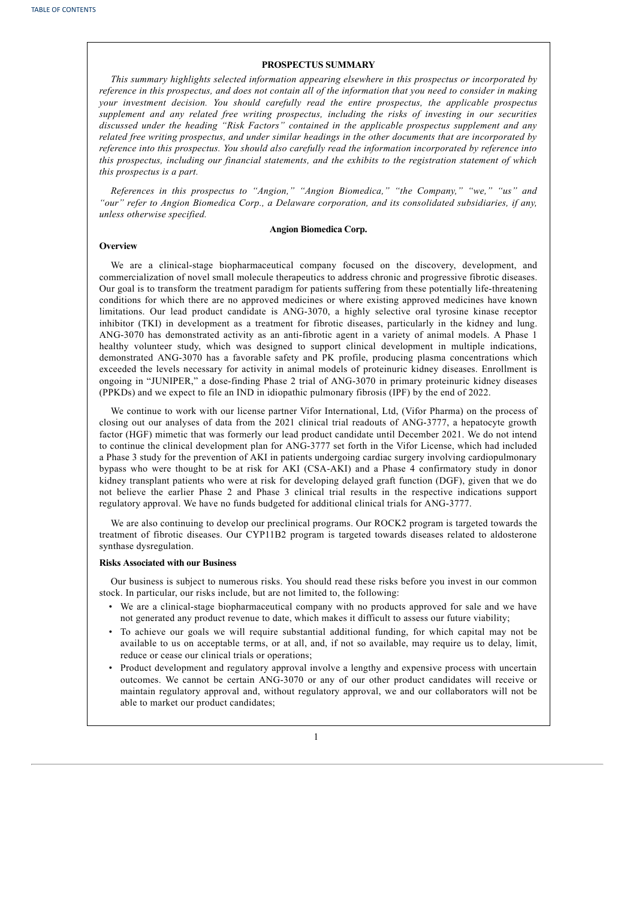# PROSPECTUS SUMMARY

*This summary highlights selected information appearing elsewhere in this prospectus or incorporated by reference in this prospectus, and does not contain all of the information that you need to consider in making your investment decision. You should carefully read the entire prospectus, the applicable prospectus supplement and any related free writing prospectus, including the risks of investing in our securities discussed under the heading "Risk Factors" contained in the applicable prospectus supplement and any related free writing prospectus, and under similar headings in the other documents that are incorporated by reference into this prospectus. You should also carefully read the information incorporated by reference into this prospectus, including our financial statements, and the exhibits to the registration statement of which this prospectus is a part.*

*References in this prospectus to "Angion," "Angion Biomedica," "the Company," "we," "us" and "our" refer to Angion Biomedica Corp., a Delaware corporation, and its consolidated subsidiaries, if any, unless otherwise specified.*

## Angion Biomedica Corp.

### Overview

We are a clinical-stage biopharmaceutical company focused on the discovery, development, and commercialization of novel small molecule therapeutics to address chronic and progressive fibrotic diseases. Our goal is to transform the treatment paradigm for patients suffering from these potentially life-threatening conditions for which there are no approved medicines or where existing approved medicines have known limitations. Our lead product candidate is ANG-3070, a highly selective oral tyrosine kinase receptor inhibitor (TKI) in development as a treatment for fibrotic diseases, particularly in the kidney and lung. ANG-3070 has demonstrated activity as an anti-fibrotic agent in a variety of animal models. A Phase 1 healthy volunteer study, which was designed to support clinical development in multiple indications, demonstrated ANG-3070 has a favorable safety and PK profile, producing plasma concentrations which exceeded the levels necessary for activity in animal models of proteinuric kidney diseases. Enrollment is ongoing in "JUNIPER," a dose-finding Phase 2 trial of ANG-3070 in primary proteinuric kidney diseases (PPKDs) and we expect to file an IND in idiopathic pulmonary fibrosis (IPF) by the end of 2022.

We continue to work with our license partner Vifor International, Ltd, (Vifor Pharma) on the process of closing out our analyses of data from the 2021 clinical trial readouts of ANG-3777, a hepatocyte growth factor (HGF) mimetic that was formerly our lead product candidate until December 2021. We do not intend to continue the clinical development plan for ANG-3777 set forth in the Vifor License, which had included a Phase 3 study for the prevention of AKI in patients undergoing cardiac surgery involving cardiopulmonary bypass who were thought to be at risk for AKI (CSA-AKI) and a Phase 4 confirmatory study in donor kidney transplant patients who were at risk for developing delayed graft function (DGF), given that we do not believe the earlier Phase 2 and Phase 3 clinical trial results in the respective indications support regulatory approval. We have no funds budgeted for additional clinical trials for ANG-3777.

We are also continuing to develop our preclinical programs. Our ROCK2 program is targeted towards the treatment of fibrotic diseases. Our CYP11B2 program is targeted towards diseases related to aldosterone synthase dysregulation.

### Risks Associated with our Business

Our business is subject to numerous risks. You should read these risks before you invest in our common stock. In particular, our risks include, but are not limited to, the following:

- We are a clinical-stage biopharmaceutical company with no products approved for sale and we have not generated any product revenue to date, which makes it difficult to assess our future viability;
- To achieve our goals we will require substantial additional funding, for which capital may not be available to us on acceptable terms, or at all, and, if not so available, may require us to delay, limit, reduce or cease our clinical trials or operations;
- Product development and regulatory approval involve a lengthy and expensive process with uncertain outcomes. We cannot be certain ANG-3070 or any of our other product candidates will receive or maintain regulatory approval and, without regulatory approval, we and our collaborators will not be able to market our product candidates;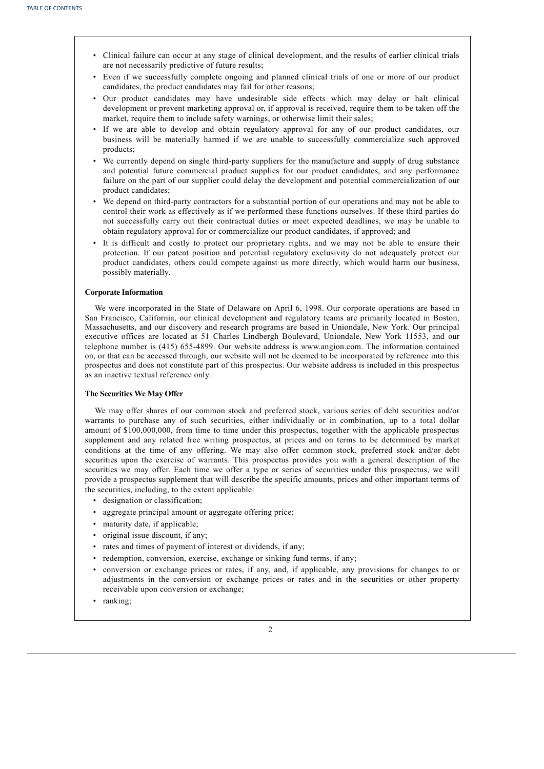- Clinical failure can occur at any stage of clinical development, and the results of earlier clinical trials are not necessarily predictive of future results;
- Even if we successfully complete ongoing and planned clinical trials of one or more of our product candidates, the product candidates may fail for other reasons;
- Our product candidates may have undesirable side effects which may delay or halt clinical development or prevent marketing approval or, if approval is received, require them to be taken off the market, require them to include safety warnings, or otherwise limit their sales;
- If we are able to develop and obtain regulatory approval for any of our product candidates, our business will be materially harmed if we are unable to successfully commercialize such approved products;
- We currently depend on single third-party suppliers for the manufacture and supply of drug substance and potential future commercial product supplies for our product candidates, and any performance failure on the part of our supplier could delay the development and potential commercialization of our product candidates;
- We depend on third-party contractors for a substantial portion of our operations and may not be able to control their work as effectively as if we performed these functions ourselves. If these third parties do not successfully carry out their contractual duties or meet expected deadlines, we may be unable to obtain regulatory approval for or commercialize our product candidates, if approved; and
- It is difficult and costly to protect our proprietary rights, and we may not be able to ensure their protection. If our patent position and potential regulatory exclusivity do not adequately protect our product candidates, others could compete against us more directly, which would harm our business, possibly materially.

**Corporate Information**

We were incorporated in the State of Delaware on April 6, 1998. Our corporate operations are based in San Francisco, California, our clinical development and regulatory teams are primarily located in Boston, Massachusetts, and our discovery and research programs are based in Uniondale, New York. Our principal executive offices are located at 51 Charles Lindbergh Boulevard, Uniondale, New York 11553, and our telephone number is (415) 655-4899. Our website address is www.angion.com. The information contained on, or that can be accessed through, our website will not be deemed to be incorporated by reference into this prospectus and does not constitute part of this prospectus. Our website address is included in this prospectus as an inactive textual reference only.

**The Securities We May Offer**

We may offer shares of our common stock and preferred stock, various series of debt securities and/or warrants to purchase any of such securities, either individually or in combination, up to a total dollar amount of $100,000,000, from time to time under this prospectus, together with the applicable prospectus supplement and any related free writing prospectus, at prices and on terms to be determined by market conditions at the time of any offering. We may also offer common stock, preferred stock and/or debt securities upon the exercise of warrants. This prospectus provides you with a general description of the securities we may offer. Each time we offer a type or series of securities under this prospectus, we will provide a prospectus supplement that will describe the specific amounts, prices and other important terms of the securities, including, to the extent applicable:

- designation or classification;
- aggregate principal amount or aggregate offering price;
- maturity date, if applicable;
- original issue discount, if any;
- rates and times of payment of interest or dividends, if any;
- redemption, conversion, exercise, exchange or sinking fund terms, if any;
- conversion or exchange prices or rates, if any, and, if applicable, any provisions for changes to or adjustments in the conversion or exchange prices or rates and in the securities or other property receivable upon conversion or exchange;
- ranking;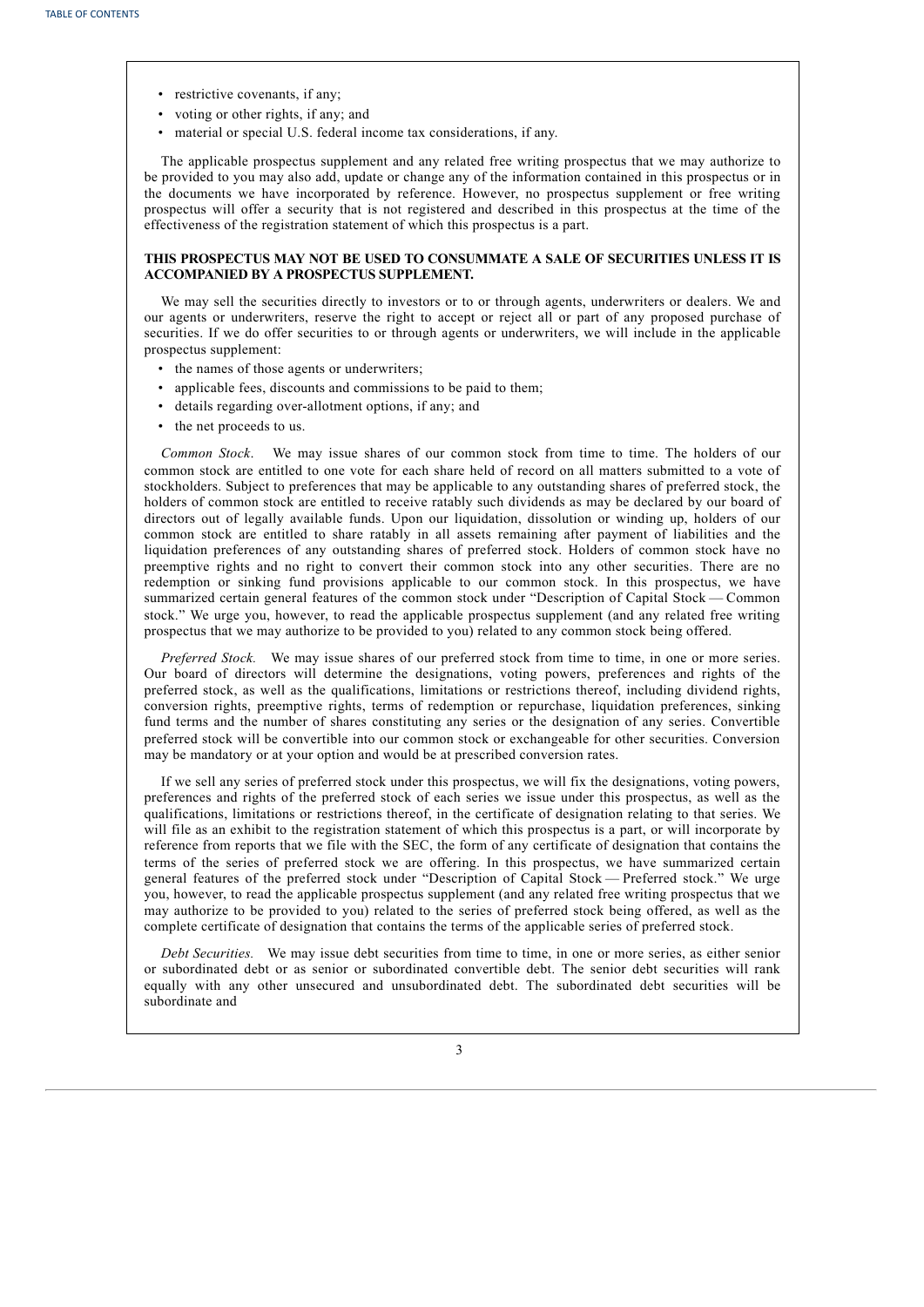- restrictive covenants, if any;
- voting or other rights, if any; and
- material or special U.S. federal income tax considerations, if any.

The applicable prospectus supplement and any related free writing prospectus that we may authorize to be provided to you may also add, update or change any of the information contained in this prospectus or in the documents we have incorporated by reference. However, no prospectus supplement or free writing prospectus will offer a security that is not registered and described in this prospectus at the time of the effectiveness of the registration statement of which this prospectus is a part.

**THIS PROSPECTUS MAY NOT BE USED TO CONSUMMATE A SALE OF SECURITIES UNLESS IT IS ACCOMPANIED BY A PROSPECTUS SUPPLEMENT.**

We may sell the securities directly to investors or to or through agents, underwriters or dealers. We and our agents or underwriters, reserve the right to accept or reject all or part of any proposed purchase of securities. If we do offer securities to or through agents or underwriters, we will include in the applicable prospectus supplement:

- the names of those agents or underwriters;
- applicable fees, discounts and commissions to be paid to them;
- details regarding over-allotment options, if any; and
- the net proceeds to us.

*Common Stock*. We may issue shares of our common stock from time to time. The holders of our common stock are entitled to one vote for each share held of record on all matters submitted to a vote of stockholders. Subject to preferences that may be applicable to any outstanding shares of preferred stock, the holders of common stock are entitled to receive ratably such dividends as may be declared by our board of directors out of legally available funds. Upon our liquidation, dissolution or winding up, holders of our common stock are entitled to share ratably in all assets remaining after payment of liabilities and the liquidation preferences of any outstanding shares of preferred stock. Holders of common stock have no preemptive rights and no right to convert their common stock into any other securities. There are no redemption or sinking fund provisions applicable to our common stock. In this prospectus, we have summarized certain general features of the common stock under "Description of Capital Stock — Common stock." We urge you, however, to read the applicable prospectus supplement (and any related free writing prospectus that we may authorize to be provided to you) related to any common stock being offered.

*Preferred Stock.* We may issue shares of our preferred stock from time to time, in one or more series. Our board of directors will determine the designations, voting powers, preferences and rights of the preferred stock, as well as the qualifications, limitations or restrictions thereof, including dividend rights, conversion rights, preemptive rights, terms of redemption or repurchase, liquidation preferences, sinking fund terms and the number of shares constituting any series or the designation of any series. Convertible preferred stock will be convertible into our common stock or exchangeable for other securities. Conversion may be mandatory or at your option and would be at prescribed conversion rates.

If we sell any series of preferred stock under this prospectus, we will fix the designations, voting powers, preferences and rights of the preferred stock of each series we issue under this prospectus, as well as the qualifications, limitations or restrictions thereof, in the certificate of designation relating to that series. We will file as an exhibit to the registration statement of which this prospectus is a part, or will incorporate by reference from reports that we file with the SEC, the form of any certificate of designation that contains the terms of the series of preferred stock we are offering. In this prospectus, we have summarized certain general features of the preferred stock under "Description of Capital Stock — Preferred stock." We urge you, however, to read the applicable prospectus supplement (and any related free writing prospectus that we may authorize to be provided to you) related to the series of preferred stock being offered, as well as the complete certificate of designation that contains the terms of the applicable series of preferred stock.

*Debt Securities.* We may issue debt securities from time to time, in one or more series, as either senior or subordinated debt or as senior or subordinated convertible debt. The senior debt securities will rank equally with any other unsecured and unsubordinated debt. The subordinated debt securities will be subordinate and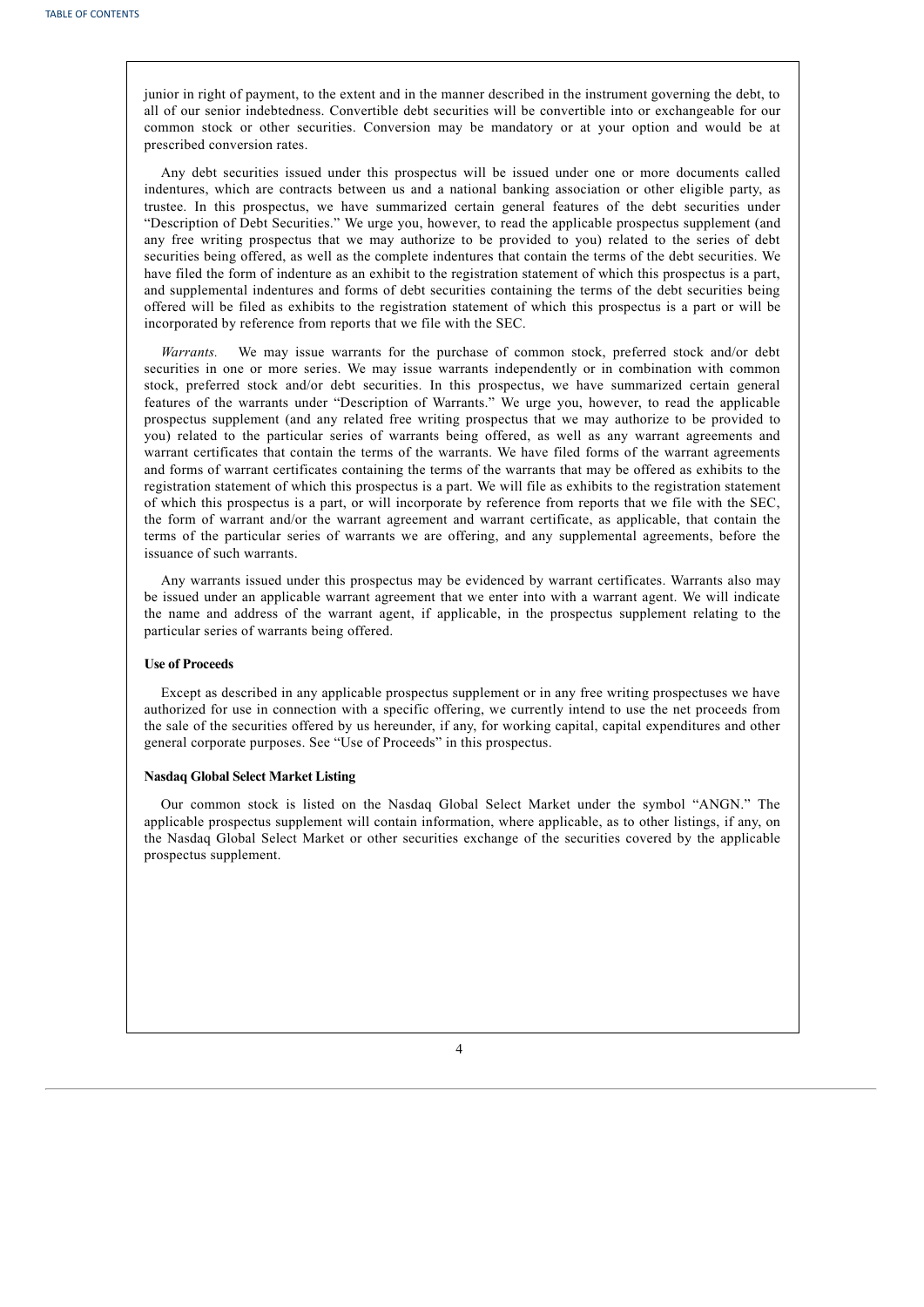junior in right of payment, to the extent and in the manner described in the instrument governing the debt, to all of our senior indebtedness. Convertible debt securities will be convertible into or exchangeable for our common stock or other securities. Conversion may be mandatory or at your option and would be at prescribed conversion rates.

Any debt securities issued under this prospectus will be issued under one or more documents called indentures, which are contracts between us and a national banking association or other eligible party, as trustee. In this prospectus, we have summarized certain general features of the debt securities under "Description of Debt Securities." We urge you, however, to read the applicable prospectus supplement (and any free writing prospectus that we may authorize to be provided to you) related to the series of debt securities being offered, as well as the complete indentures that contain the terms of the debt securities. We have filed the form of indenture as an exhibit to the registration statement of which this prospectus is a part, and supplemental indentures and forms of debt securities containing the terms of the debt securities being offered will be filed as exhibits to the registration statement of which this prospectus is a part or will be incorporated by reference from reports that we file with the SEC.

*Warrants.* We may issue warrants for the purchase of common stock, preferred stock and/or debt securities in one or more series. We may issue warrants independently or in combination with common stock, preferred stock and/or debt securities. In this prospectus, we have summarized certain general features of the warrants under "Description of Warrants." We urge you, however, to read the applicable prospectus supplement (and any related free writing prospectus that we may authorize to be provided to you) related to the particular series of warrants being offered, as well as any warrant agreements and warrant certificates that contain the terms of the warrants. We have filed forms of the warrant agreements and forms of warrant certificates containing the terms of the warrants that may be offered as exhibits to the registration statement of which this prospectus is a part. We will file as exhibits to the registration statement of which this prospectus is a part, or will incorporate by reference from reports that we file with the SEC, the form of warrant and/or the warrant agreement and warrant certificate, as applicable, that contain the terms of the particular series of warrants we are offering, and any supplemental agreements, before the issuance of such warrants.

Any warrants issued under this prospectus may be evidenced by warrant certificates. Warrants also may be issued under an applicable warrant agreement that we enter into with a warrant agent. We will indicate the name and address of the warrant agent, if applicable, in the prospectus supplement relating to the particular series of warrants being offered.

**Use of Proceeds**

Except as described in any applicable prospectus supplement or in any free writing prospectuses we have authorized for use in connection with a specific offering, we currently intend to use the net proceeds from the sale of the securities offered by us hereunder, if any, for working capital, capital expenditures and other general corporate purposes. See "Use of Proceeds" in this prospectus.

**Nasdaq Global Select Market Listing**

Our common stock is listed on the Nasdaq Global Select Market under the symbol "ANGN." The applicable prospectus supplement will contain information, where applicable, as to other listings, if any, on the Nasdaq Global Select Market or other securities exchange of the securities covered by the applicable prospectus supplement.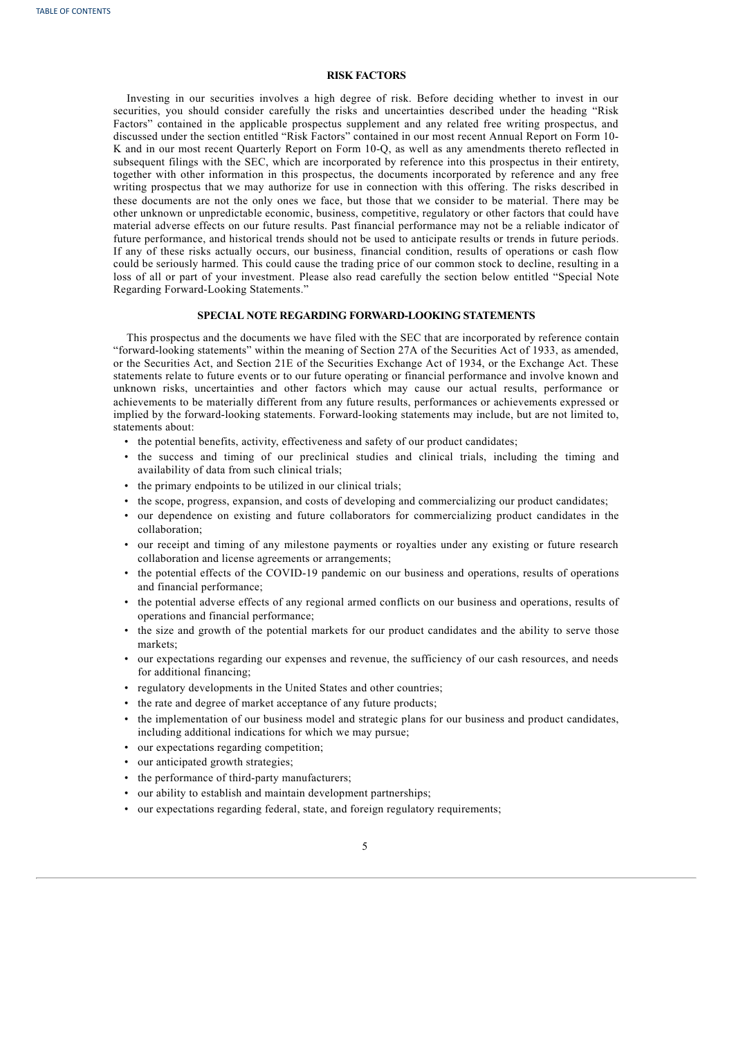## RISK FACTORS

Investing in our securities involves a high degree of risk. Before deciding whether to invest in our securities, you should consider carefully the risks and uncertainties described under the heading "Risk Factors" contained in the applicable prospectus supplement and any related free writing prospectus, and discussed under the section entitled "Risk Factors" contained in our most recent Annual Report on Form 10-K and in our most recent Quarterly Report on Form 10-Q, as well as any amendments thereto reflected in subsequent filings with the SEC, which are incorporated by reference into this prospectus in their entirety, together with other information in this prospectus, the documents incorporated by reference and any free writing prospectus that we may authorize for use in connection with this offering. The risks described in these documents are not the only ones we face, but those that we consider to be material. There may be other unknown or unpredictable economic, business, competitive, regulatory or other factors that could have material adverse effects on our future results. Past financial performance may not be a reliable indicator of future performance, and historical trends should not be used to anticipate results or trends in future periods. If any of these risks actually occurs, our business, financial condition, results of operations or cash flow could be seriously harmed. This could cause the trading price of our common stock to decline, resulting in a loss of all or part of your investment. Please also read carefully the section below entitled "Special Note Regarding Forward-Looking Statements."

## SPECIAL NOTE REGARDING FORWARD-LOOKING STATEMENTS

This prospectus and the documents we have filed with the SEC that are incorporated by reference contain "forward-looking statements" within the meaning of Section 27A of the Securities Act of 1933, as amended, or the Securities Act, and Section 21E of the Securities Exchange Act of 1934, or the Exchange Act. These statements relate to future events or to our future operating or financial performance and involve known and unknown risks, uncertainties and other factors which may cause our actual results, performance or achievements to be materially different from any future results, performances or achievements expressed or implied by the forward-looking statements. Forward-looking statements may include, but are not limited to, statements about:

- the potential benefits, activity, effectiveness and safety of our product candidates;
- the success and timing of our preclinical studies and clinical trials, including the timing and availability of data from such clinical trials;
- the primary endpoints to be utilized in our clinical trials;
- the scope, progress, expansion, and costs of developing and commercializing our product candidates;
- our dependence on existing and future collaborators for commercializing product candidates in the collaboration;
- our receipt and timing of any milestone payments or royalties under any existing or future research collaboration and license agreements or arrangements;
- the potential effects of the COVID-19 pandemic on our business and operations, results of operations and financial performance;
- the potential adverse effects of any regional armed conflicts on our business and operations, results of operations and financial performance;
- the size and growth of the potential markets for our product candidates and the ability to serve those markets;
- our expectations regarding our expenses and revenue, the sufficiency of our cash resources, and needs for additional financing;
- regulatory developments in the United States and other countries;
- the rate and degree of market acceptance of any future products;
- the implementation of our business model and strategic plans for our business and product candidates, including additional indications for which we may pursue;
- our expectations regarding competition;
- our anticipated growth strategies;
- the performance of third-party manufacturers;
- our ability to establish and maintain development partnerships;
- our expectations regarding federal, state, and foreign regulatory requirements;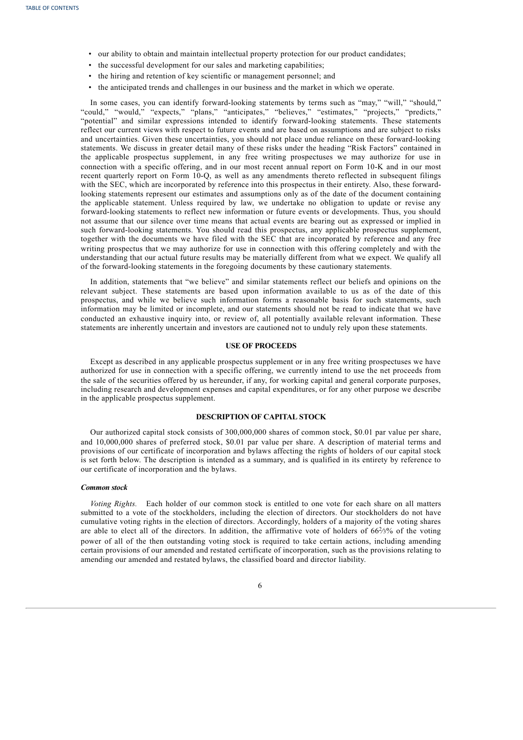- our ability to obtain and maintain intellectual property protection for our product candidates;
- the successful development for our sales and marketing capabilities;
- the hiring and retention of key scientific or management personnel; and
- the anticipated trends and challenges in our business and the market in which we operate.

In some cases, you can identify forward-looking statements by terms such as "may," "will," "should," "could," "would," "expects," "plans," "anticipates," "believes," "estimates," "projects," "predicts," "potential" and similar expressions intended to identify forward-looking statements. These statements reflect our current views with respect to future events and are based on assumptions and are subject to risks and uncertainties. Given these uncertainties, you should not place undue reliance on these forward-looking statements. We discuss in greater detail many of these risks under the heading "Risk Factors" contained in the applicable prospectus supplement, in any free writing prospectuses we may authorize for use in connection with a specific offering, and in our most recent annual report on Form 10-K and in our most recent quarterly report on Form 10-Q, as well as any amendments thereto reflected in subsequent filings with the SEC, which are incorporated by reference into this prospectus in their entirety. Also, these forward-looking statements represent our estimates and assumptions only as of the date of the document containing the applicable statement. Unless required by law, we undertake no obligation to update or revise any forward-looking statements to reflect new information or future events or developments. Thus, you should not assume that our silence over time means that actual events are bearing out as expressed or implied in such forward-looking statements. You should read this prospectus, any applicable prospectus supplement, together with the documents we have filed with the SEC that are incorporated by reference and any free writing prospectus that we may authorize for use in connection with this offering completely and with the understanding that our actual future results may be materially different from what we expect. We qualify all of the forward-looking statements in the foregoing documents by these cautionary statements.

In addition, statements that "we believe" and similar statements reflect our beliefs and opinions on the relevant subject. These statements are based upon information available to us as of the date of this prospectus, and while we believe such information forms a reasonable basis for such statements, such information may be limited or incomplete, and our statements should not be read to indicate that we have conducted an exhaustive inquiry into, or review of, all potentially available relevant information. These statements are inherently uncertain and investors are cautioned not to unduly rely upon these statements.

## USE OF PROCEEDS

Except as described in any applicable prospectus supplement or in any free writing prospectuses we have authorized for use in connection with a specific offering, we currently intend to use the net proceeds from the sale of the securities offered by us hereunder, if any, for working capital and general corporate purposes, including research and development expenses and capital expenditures, or for any other purpose we describe in the applicable prospectus supplement.

## DESCRIPTION OF CAPITAL STOCK

Our authorized capital stock consists of 300,000,000 shares of common stock, $0.01 par value per share, and 10,000,000 shares of preferred stock, $0.01 par value per share. A description of material terms and provisions of our certificate of incorporation and bylaws affecting the rights of holders of our capital stock is set forth below. The description is intended as a summary, and is qualified in its entirety by reference to our certificate of incorporation and the bylaws.

### *Common stock*

*Voting Rights.* Each holder of our common stock is entitled to one vote for each share on all matters submitted to a vote of the stockholders, including the election of directors. Our stockholders do not have cumulative voting rights in the election of directors. Accordingly, holders of a majority of the voting shares are able to elect all of the directors. In addition, the affirmative vote of holders of 66⅔% of the voting power of all of the then outstanding voting stock is required to take certain actions, including amending certain provisions of our amended and restated certificate of incorporation, such as the provisions relating to amending our amended and restated bylaws, the classified board and director liability.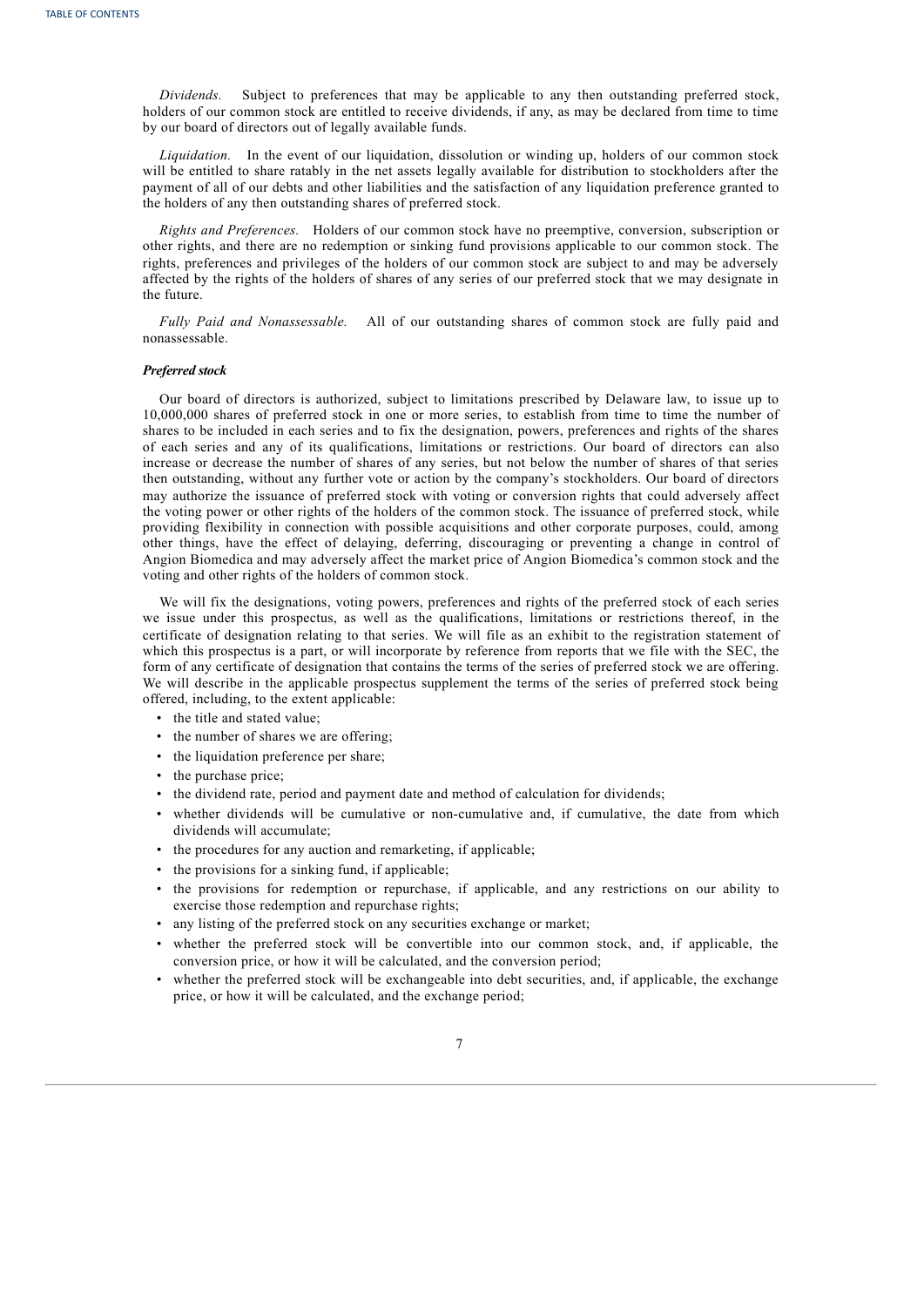*Dividends.* Subject to preferences that may be applicable to any then outstanding preferred stock, holders of our common stock are entitled to receive dividends, if any, as may be declared from time to time by our board of directors out of legally available funds.

*Liquidation.* In the event of our liquidation, dissolution or winding up, holders of our common stock will be entitled to share ratably in the net assets legally available for distribution to stockholders after the payment of all of our debts and other liabilities and the satisfaction of any liquidation preference granted to the holders of any then outstanding shares of preferred stock.

*Rights and Preferences.* Holders of our common stock have no preemptive, conversion, subscription or other rights, and there are no redemption or sinking fund provisions applicable to our common stock. The rights, preferences and privileges of the holders of our common stock are subject to and may be adversely affected by the rights of the holders of shares of any series of our preferred stock that we may designate in the future.

*Fully Paid and Nonassessable.* All of our outstanding shares of common stock are fully paid and nonassessable.

***Preferred stock***

Our board of directors is authorized, subject to limitations prescribed by Delaware law, to issue up to 10,000,000 shares of preferred stock in one or more series, to establish from time to time the number of shares to be included in each series and to fix the designation, powers, preferences and rights of the shares of each series and any of its qualifications, limitations or restrictions. Our board of directors can also increase or decrease the number of shares of any series, but not below the number of shares of that series then outstanding, without any further vote or action by the company's stockholders. Our board of directors may authorize the issuance of preferred stock with voting or conversion rights that could adversely affect the voting power or other rights of the holders of the common stock. The issuance of preferred stock, while providing flexibility in connection with possible acquisitions and other corporate purposes, could, among other things, have the effect of delaying, deferring, discouraging or preventing a change in control of Angion Biomedica and may adversely affect the market price of Angion Biomedica's common stock and the voting and other rights of the holders of common stock.

We will fix the designations, voting powers, preferences and rights of the preferred stock of each series we issue under this prospectus, as well as the qualifications, limitations or restrictions thereof, in the certificate of designation relating to that series. We will file as an exhibit to the registration statement of which this prospectus is a part, or will incorporate by reference from reports that we file with the SEC, the form of any certificate of designation that contains the terms of the series of preferred stock we are offering. We will describe in the applicable prospectus supplement the terms of the series of preferred stock being offered, including, to the extent applicable:

- the title and stated value;
- the number of shares we are offering;
- the liquidation preference per share;
- the purchase price;
- the dividend rate, period and payment date and method of calculation for dividends;
- whether dividends will be cumulative or non-cumulative and, if cumulative, the date from which dividends will accumulate;
- the procedures for any auction and remarketing, if applicable;
- the provisions for a sinking fund, if applicable;
- the provisions for redemption or repurchase, if applicable, and any restrictions on our ability to exercise those redemption and repurchase rights;
- any listing of the preferred stock on any securities exchange or market;
- whether the preferred stock will be convertible into our common stock, and, if applicable, the conversion price, or how it will be calculated, and the conversion period;
- whether the preferred stock will be exchangeable into debt securities, and, if applicable, the exchange price, or how it will be calculated, and the exchange period;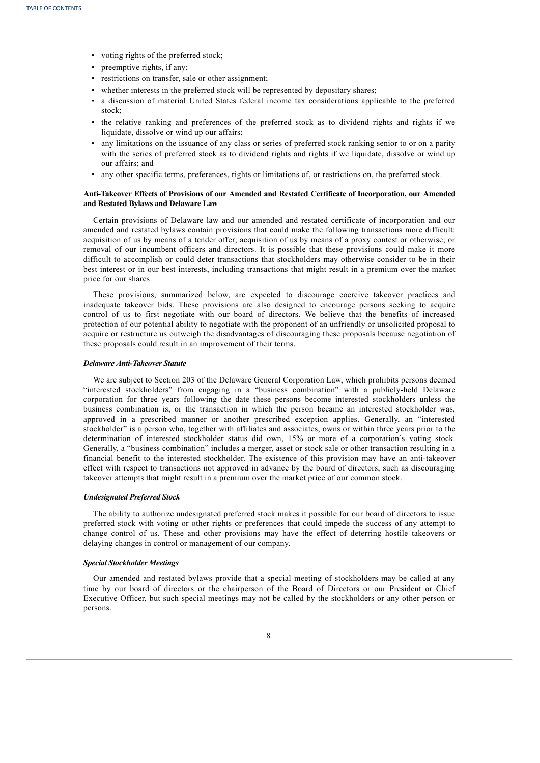- voting rights of the preferred stock;
- preemptive rights, if any;
- restrictions on transfer, sale or other assignment;
- whether interests in the preferred stock will be represented by depositary shares;
- a discussion of material United States federal income tax considerations applicable to the preferred stock;
- the relative ranking and preferences of the preferred stock as to dividend rights and rights if we liquidate, dissolve or wind up our affairs;
- any limitations on the issuance of any class or series of preferred stock ranking senior to or on a parity with the series of preferred stock as to dividend rights and rights if we liquidate, dissolve or wind up our affairs; and
- any other specific terms, preferences, rights or limitations of, or restrictions on, the preferred stock.

**Anti-Takeover Effects of Provisions of our Amended and Restated Certificate of Incorporation, our Amended and Restated Bylaws and Delaware Law**

Certain provisions of Delaware law and our amended and restated certificate of incorporation and our amended and restated bylaws contain provisions that could make the following transactions more difficult: acquisition of us by means of a tender offer; acquisition of us by means of a proxy contest or otherwise; or removal of our incumbent officers and directors. It is possible that these provisions could make it more difficult to accomplish or could deter transactions that stockholders may otherwise consider to be in their best interest or in our best interests, including transactions that might result in a premium over the market price for our shares.

These provisions, summarized below, are expected to discourage coercive takeover practices and inadequate takeover bids. These provisions are also designed to encourage persons seeking to acquire control of us to first negotiate with our board of directors. We believe that the benefits of increased protection of our potential ability to negotiate with the proponent of an unfriendly or unsolicited proposal to acquire or restructure us outweigh the disadvantages of discouraging these proposals because negotiation of these proposals could result in an improvement of their terms.

***Delaware Anti-Takeover Statute***

We are subject to Section 203 of the Delaware General Corporation Law, which prohibits persons deemed "interested stockholders" from engaging in a "business combination" with a publicly-held Delaware corporation for three years following the date these persons become interested stockholders unless the business combination is, or the transaction in which the person became an interested stockholder was, approved in a prescribed manner or another prescribed exception applies. Generally, an "interested stockholder" is a person who, together with affiliates and associates, owns or within three years prior to the determination of interested stockholder status did own, 15% or more of a corporation's voting stock. Generally, a "business combination" includes a merger, asset or stock sale or other transaction resulting in a financial benefit to the interested stockholder. The existence of this provision may have an anti-takeover effect with respect to transactions not approved in advance by the board of directors, such as discouraging takeover attempts that might result in a premium over the market price of our common stock.

***Undesignated Preferred Stock***

The ability to authorize undesignated preferred stock makes it possible for our board of directors to issue preferred stock with voting or other rights or preferences that could impede the success of any attempt to change control of us. These and other provisions may have the effect of deterring hostile takeovers or delaying changes in control or management of our company.

***Special Stockholder Meetings***

Our amended and restated bylaws provide that a special meeting of stockholders may be called at any time by our board of directors or the chairperson of the Board of Directors or our President or Chief Executive Officer, but such special meetings may not be called by the stockholders or any other person or persons.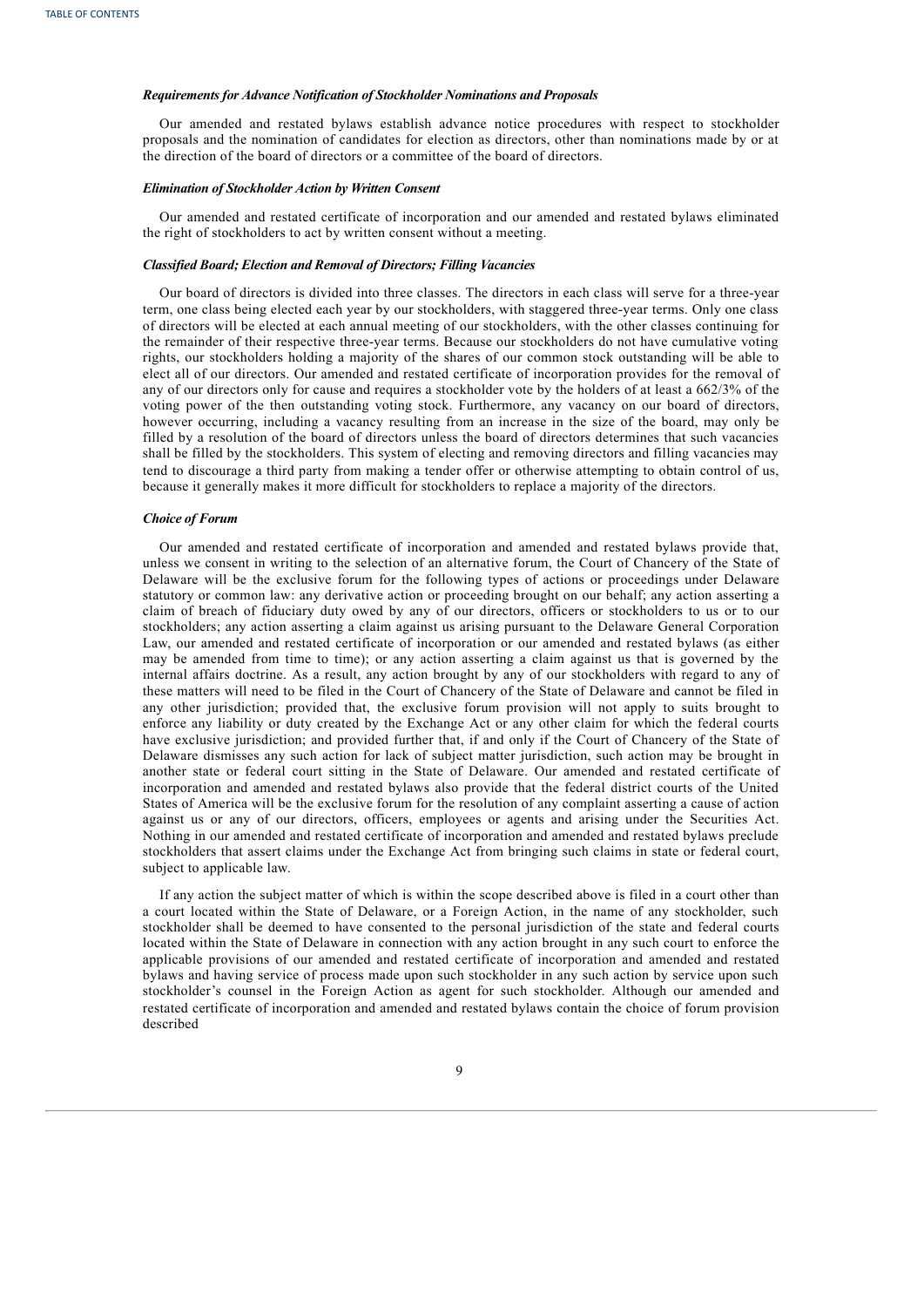### *Requirements for Advance Notification of Stockholder Nominations and Proposals*

Our amended and restated bylaws establish advance notice procedures with respect to stockholder proposals and the nomination of candidates for election as directors, other than nominations made by or at the direction of the board of directors or a committee of the board of directors.

### *Elimination of Stockholder Action by Written Consent*

Our amended and restated certificate of incorporation and our amended and restated bylaws eliminated the right of stockholders to act by written consent without a meeting.

### *Classified Board; Election and Removal of Directors; Filling Vacancies*

Our board of directors is divided into three classes. The directors in each class will serve for a three-year term, one class being elected each year by our stockholders, with staggered three-year terms. Only one class of directors will be elected at each annual meeting of our stockholders, with the other classes continuing for the remainder of their respective three-year terms. Because our stockholders do not have cumulative voting rights, our stockholders holding a majority of the shares of our common stock outstanding will be able to elect all of our directors. Our amended and restated certificate of incorporation provides for the removal of any of our directors only for cause and requires a stockholder vote by the holders of at least a 662/3% of the voting power of the then outstanding voting stock. Furthermore, any vacancy on our board of directors, however occurring, including a vacancy resulting from an increase in the size of the board, may only be filled by a resolution of the board of directors unless the board of directors determines that such vacancies shall be filled by the stockholders. This system of electing and removing directors and filling vacancies may tend to discourage a third party from making a tender offer or otherwise attempting to obtain control of us, because it generally makes it more difficult for stockholders to replace a majority of the directors.

### *Choice of Forum*

Our amended and restated certificate of incorporation and amended and restated bylaws provide that, unless we consent in writing to the selection of an alternative forum, the Court of Chancery of the State of Delaware will be the exclusive forum for the following types of actions or proceedings under Delaware statutory or common law: any derivative action or proceeding brought on our behalf; any action asserting a claim of breach of fiduciary duty owed by any of our directors, officers or stockholders to us or to our stockholders; any action asserting a claim against us arising pursuant to the Delaware General Corporation Law, our amended and restated certificate of incorporation or our amended and restated bylaws (as either may be amended from time to time); or any action asserting a claim against us that is governed by the internal affairs doctrine. As a result, any action brought by any of our stockholders with regard to any of these matters will need to be filed in the Court of Chancery of the State of Delaware and cannot be filed in any other jurisdiction; provided that, the exclusive forum provision will not apply to suits brought to enforce any liability or duty created by the Exchange Act or any other claim for which the federal courts have exclusive jurisdiction; and provided further that, if and only if the Court of Chancery of the State of Delaware dismisses any such action for lack of subject matter jurisdiction, such action may be brought in another state or federal court sitting in the State of Delaware. Our amended and restated certificate of incorporation and amended and restated bylaws also provide that the federal district courts of the United States of America will be the exclusive forum for the resolution of any complaint asserting a cause of action against us or any of our directors, officers, employees or agents and arising under the Securities Act. Nothing in our amended and restated certificate of incorporation and amended and restated bylaws preclude stockholders that assert claims under the Exchange Act from bringing such claims in state or federal court, subject to applicable law.

If any action the subject matter of which is within the scope described above is filed in a court other than a court located within the State of Delaware, or a Foreign Action, in the name of any stockholder, such stockholder shall be deemed to have consented to the personal jurisdiction of the state and federal courts located within the State of Delaware in connection with any action brought in any such court to enforce the applicable provisions of our amended and restated certificate of incorporation and amended and restated bylaws and having service of process made upon such stockholder in any such action by service upon such stockholder's counsel in the Foreign Action as agent for such stockholder. Although our amended and restated certificate of incorporation and amended and restated bylaws contain the choice of forum provision described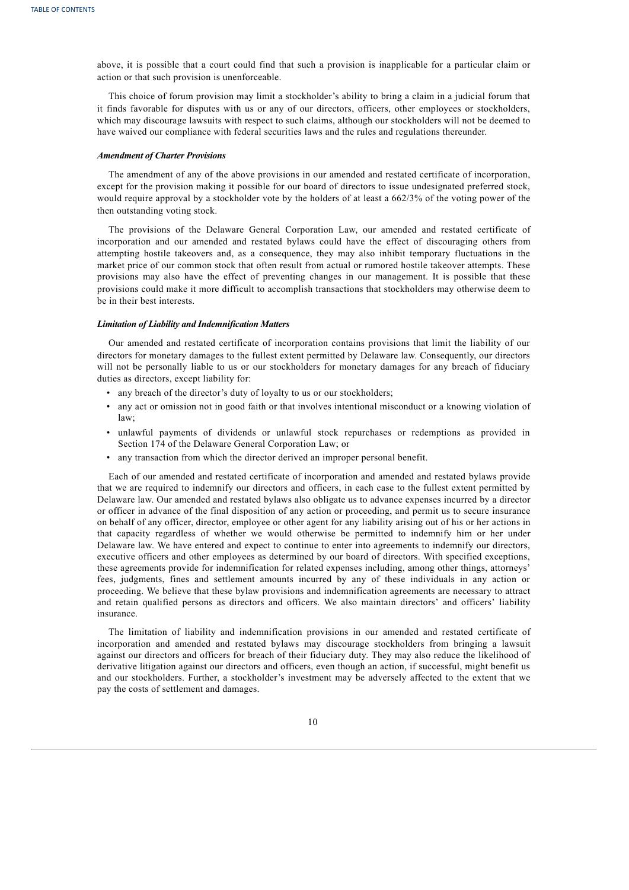above, it is possible that a court could find that such a provision is inapplicable for a particular claim or action or that such provision is unenforceable.

This choice of forum provision may limit a stockholder's ability to bring a claim in a judicial forum that it finds favorable for disputes with us or any of our directors, officers, other employees or stockholders, which may discourage lawsuits with respect to such claims, although our stockholders will not be deemed to have waived our compliance with federal securities laws and the rules and regulations thereunder.

***Amendment of Charter Provisions***

The amendment of any of the above provisions in our amended and restated certificate of incorporation, except for the provision making it possible for our board of directors to issue undesignated preferred stock, would require approval by a stockholder vote by the holders of at least a 662/3% of the voting power of the then outstanding voting stock.

The provisions of the Delaware General Corporation Law, our amended and restated certificate of incorporation and our amended and restated bylaws could have the effect of discouraging others from attempting hostile takeovers and, as a consequence, they may also inhibit temporary fluctuations in the market price of our common stock that often result from actual or rumored hostile takeover attempts. These provisions may also have the effect of preventing changes in our management. It is possible that these provisions could make it more difficult to accomplish transactions that stockholders may otherwise deem to be in their best interests.

***Limitation of Liability and Indemnification Matters***

Our amended and restated certificate of incorporation contains provisions that limit the liability of our directors for monetary damages to the fullest extent permitted by Delaware law. Consequently, our directors will not be personally liable to us or our stockholders for monetary damages for any breach of fiduciary duties as directors, except liability for:

- any breach of the director's duty of loyalty to us or our stockholders;
- any act or omission not in good faith or that involves intentional misconduct or a knowing violation of law;
- unlawful payments of dividends or unlawful stock repurchases or redemptions as provided in Section 174 of the Delaware General Corporation Law; or
- any transaction from which the director derived an improper personal benefit.

Each of our amended and restated certificate of incorporation and amended and restated bylaws provide that we are required to indemnify our directors and officers, in each case to the fullest extent permitted by Delaware law. Our amended and restated bylaws also obligate us to advance expenses incurred by a director or officer in advance of the final disposition of any action or proceeding, and permit us to secure insurance on behalf of any officer, director, employee or other agent for any liability arising out of his or her actions in that capacity regardless of whether we would otherwise be permitted to indemnify him or her under Delaware law. We have entered and expect to continue to enter into agreements to indemnify our directors, executive officers and other employees as determined by our board of directors. With specified exceptions, these agreements provide for indemnification for related expenses including, among other things, attorneys' fees, judgments, fines and settlement amounts incurred by any of these individuals in any action or proceeding. We believe that these bylaw provisions and indemnification agreements are necessary to attract and retain qualified persons as directors and officers. We also maintain directors' and officers' liability insurance.

The limitation of liability and indemnification provisions in our amended and restated certificate of incorporation and amended and restated bylaws may discourage stockholders from bringing a lawsuit against our directors and officers for breach of their fiduciary duty. They may also reduce the likelihood of derivative litigation against our directors and officers, even though an action, if successful, might benefit us and our stockholders. Further, a stockholder's investment may be adversely affected to the extent that we pay the costs of settlement and damages.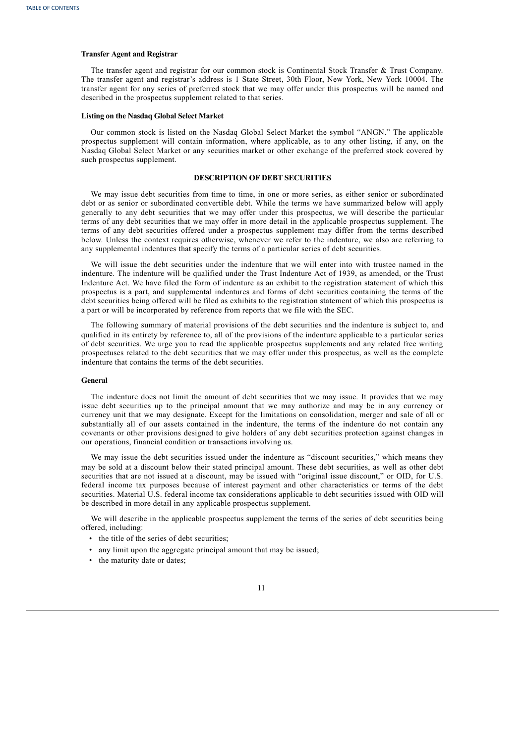### Transfer Agent and Registrar

The transfer agent and registrar for our common stock is Continental Stock Transfer & Trust Company. The transfer agent and registrar's address is 1 State Street, 30th Floor, New York, New York 10004. The transfer agent for any series of preferred stock that we may offer under this prospectus will be named and described in the prospectus supplement related to that series.

### Listing on the Nasdaq Global Select Market

Our common stock is listed on the Nasdaq Global Select Market the symbol "ANGN." The applicable prospectus supplement will contain information, where applicable, as to any other listing, if any, on the Nasdaq Global Select Market or any securities market or other exchange of the preferred stock covered by such prospectus supplement.

## DESCRIPTION OF DEBT SECURITIES

We may issue debt securities from time to time, in one or more series, as either senior or subordinated debt or as senior or subordinated convertible debt. While the terms we have summarized below will apply generally to any debt securities that we may offer under this prospectus, we will describe the particular terms of any debt securities that we may offer in more detail in the applicable prospectus supplement. The terms of any debt securities offered under a prospectus supplement may differ from the terms described below. Unless the context requires otherwise, whenever we refer to the indenture, we also are referring to any supplemental indentures that specify the terms of a particular series of debt securities.

We will issue the debt securities under the indenture that we will enter into with trustee named in the indenture. The indenture will be qualified under the Trust Indenture Act of 1939, as amended, or the Trust Indenture Act. We have filed the form of indenture as an exhibit to the registration statement of which this prospectus is a part, and supplemental indentures and forms of debt securities containing the terms of the debt securities being offered will be filed as exhibits to the registration statement of which this prospectus is a part or will be incorporated by reference from reports that we file with the SEC.

The following summary of material provisions of the debt securities and the indenture is subject to, and qualified in its entirety by reference to, all of the provisions of the indenture applicable to a particular series of debt securities. We urge you to read the applicable prospectus supplements and any related free writing prospectuses related to the debt securities that we may offer under this prospectus, as well as the complete indenture that contains the terms of the debt securities.

### General

The indenture does not limit the amount of debt securities that we may issue. It provides that we may issue debt securities up to the principal amount that we may authorize and may be in any currency or currency unit that we may designate. Except for the limitations on consolidation, merger and sale of all or substantially all of our assets contained in the indenture, the terms of the indenture do not contain any covenants or other provisions designed to give holders of any debt securities protection against changes in our operations, financial condition or transactions involving us.

We may issue the debt securities issued under the indenture as "discount securities," which means they may be sold at a discount below their stated principal amount. These debt securities, as well as other debt securities that are not issued at a discount, may be issued with "original issue discount," or OID, for U.S. federal income tax purposes because of interest payment and other characteristics or terms of the debt securities. Material U.S. federal income tax considerations applicable to debt securities issued with OID will be described in more detail in any applicable prospectus supplement.

We will describe in the applicable prospectus supplement the terms of the series of debt securities being offered, including:

- the title of the series of debt securities;
- any limit upon the aggregate principal amount that may be issued;
- the maturity date or dates;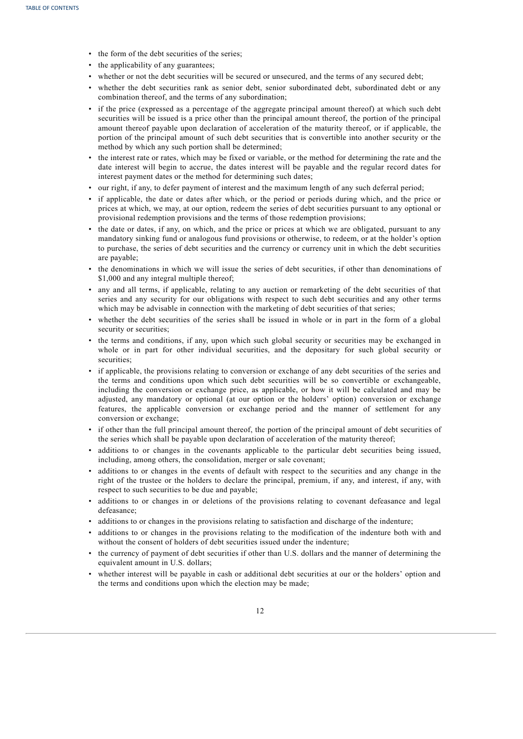- the form of the debt securities of the series;
- the applicability of any guarantees;
- whether or not the debt securities will be secured or unsecured, and the terms of any secured debt;
- whether the debt securities rank as senior debt, senior subordinated debt, subordinated debt or any combination thereof, and the terms of any subordination;
- if the price (expressed as a percentage of the aggregate principal amount thereof) at which such debt securities will be issued is a price other than the principal amount thereof, the portion of the principal amount thereof payable upon declaration of acceleration of the maturity thereof, or if applicable, the portion of the principal amount of such debt securities that is convertible into another security or the method by which any such portion shall be determined;
- the interest rate or rates, which may be fixed or variable, or the method for determining the rate and the date interest will begin to accrue, the dates interest will be payable and the regular record dates for interest payment dates or the method for determining such dates;
- our right, if any, to defer payment of interest and the maximum length of any such deferral period;
- if applicable, the date or dates after which, or the period or periods during which, and the price or prices at which, we may, at our option, redeem the series of debt securities pursuant to any optional or provisional redemption provisions and the terms of those redemption provisions;
- the date or dates, if any, on which, and the price or prices at which we are obligated, pursuant to any mandatory sinking fund or analogous fund provisions or otherwise, to redeem, or at the holder's option to purchase, the series of debt securities and the currency or currency unit in which the debt securities are payable;
- the denominations in which we will issue the series of debt securities, if other than denominations of $1,000 and any integral multiple thereof;
- any and all terms, if applicable, relating to any auction or remarketing of the debt securities of that series and any security for our obligations with respect to such debt securities and any other terms which may be advisable in connection with the marketing of debt securities of that series;
- whether the debt securities of the series shall be issued in whole or in part in the form of a global security or securities;
- the terms and conditions, if any, upon which such global security or securities may be exchanged in whole or in part for other individual securities, and the depositary for such global security or securities;
- if applicable, the provisions relating to conversion or exchange of any debt securities of the series and the terms and conditions upon which such debt securities will be so convertible or exchangeable, including the conversion or exchange price, as applicable, or how it will be calculated and may be adjusted, any mandatory or optional (at our option or the holders' option) conversion or exchange features, the applicable conversion or exchange period and the manner of settlement for any conversion or exchange;
- if other than the full principal amount thereof, the portion of the principal amount of debt securities of the series which shall be payable upon declaration of acceleration of the maturity thereof;
- additions to or changes in the covenants applicable to the particular debt securities being issued, including, among others, the consolidation, merger or sale covenant;
- additions to or changes in the events of default with respect to the securities and any change in the right of the trustee or the holders to declare the principal, premium, if any, and interest, if any, with respect to such securities to be due and payable;
- additions to or changes in or deletions of the provisions relating to covenant defeasance and legal defeasance;
- additions to or changes in the provisions relating to satisfaction and discharge of the indenture;
- additions to or changes in the provisions relating to the modification of the indenture both with and without the consent of holders of debt securities issued under the indenture;
- the currency of payment of debt securities if other than U.S. dollars and the manner of determining the equivalent amount in U.S. dollars;
- whether interest will be payable in cash or additional debt securities at our or the holders' option and the terms and conditions upon which the election may be made;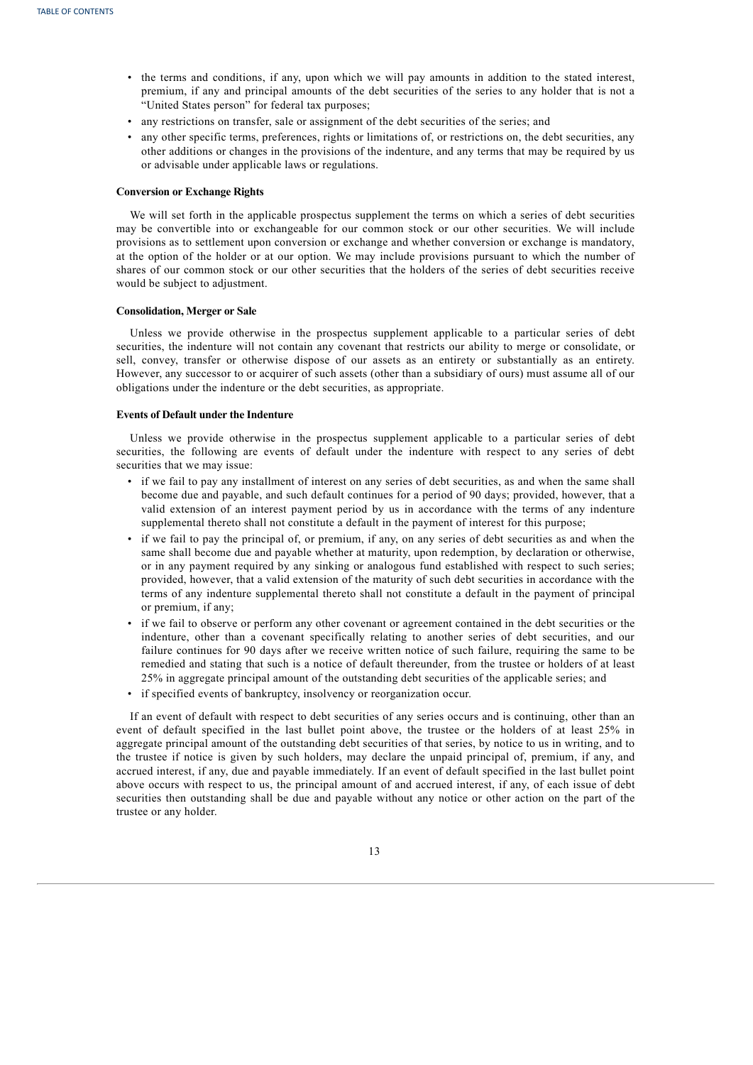- the terms and conditions, if any, upon which we will pay amounts in addition to the stated interest, premium, if any and principal amounts of the debt securities of the series to any holder that is not a "United States person" for federal tax purposes;
- any restrictions on transfer, sale or assignment of the debt securities of the series; and
- any other specific terms, preferences, rights or limitations of, or restrictions on, the debt securities, any other additions or changes in the provisions of the indenture, and any terms that may be required by us or advisable under applicable laws or regulations.

**Conversion or Exchange Rights**

We will set forth in the applicable prospectus supplement the terms on which a series of debt securities may be convertible into or exchangeable for our common stock or our other securities. We will include provisions as to settlement upon conversion or exchange and whether conversion or exchange is mandatory, at the option of the holder or at our option. We may include provisions pursuant to which the number of shares of our common stock or our other securities that the holders of the series of debt securities receive would be subject to adjustment.

**Consolidation, Merger or Sale**

Unless we provide otherwise in the prospectus supplement applicable to a particular series of debt securities, the indenture will not contain any covenant that restricts our ability to merge or consolidate, or sell, convey, transfer or otherwise dispose of our assets as an entirety or substantially as an entirety. However, any successor to or acquirer of such assets (other than a subsidiary of ours) must assume all of our obligations under the indenture or the debt securities, as appropriate.

**Events of Default under the Indenture**

Unless we provide otherwise in the prospectus supplement applicable to a particular series of debt securities, the following are events of default under the indenture with respect to any series of debt securities that we may issue:

- if we fail to pay any installment of interest on any series of debt securities, as and when the same shall become due and payable, and such default continues for a period of 90 days; provided, however, that a valid extension of an interest payment period by us in accordance with the terms of any indenture supplemental thereto shall not constitute a default in the payment of interest for this purpose;
- if we fail to pay the principal of, or premium, if any, on any series of debt securities as and when the same shall become due and payable whether at maturity, upon redemption, by declaration or otherwise, or in any payment required by any sinking or analogous fund established with respect to such series; provided, however, that a valid extension of the maturity of such debt securities in accordance with the terms of any indenture supplemental thereto shall not constitute a default in the payment of principal or premium, if any;
- if we fail to observe or perform any other covenant or agreement contained in the debt securities or the indenture, other than a covenant specifically relating to another series of debt securities, and our failure continues for 90 days after we receive written notice of such failure, requiring the same to be remedied and stating that such is a notice of default thereunder, from the trustee or holders of at least 25% in aggregate principal amount of the outstanding debt securities of the applicable series; and
- if specified events of bankruptcy, insolvency or reorganization occur.

If an event of default with respect to debt securities of any series occurs and is continuing, other than an event of default specified in the last bullet point above, the trustee or the holders of at least 25% in aggregate principal amount of the outstanding debt securities of that series, by notice to us in writing, and to the trustee if notice is given by such holders, may declare the unpaid principal of, premium, if any, and accrued interest, if any, due and payable immediately. If an event of default specified in the last bullet point above occurs with respect to us, the principal amount of and accrued interest, if any, of each issue of debt securities then outstanding shall be due and payable without any notice or other action on the part of the trustee or any holder.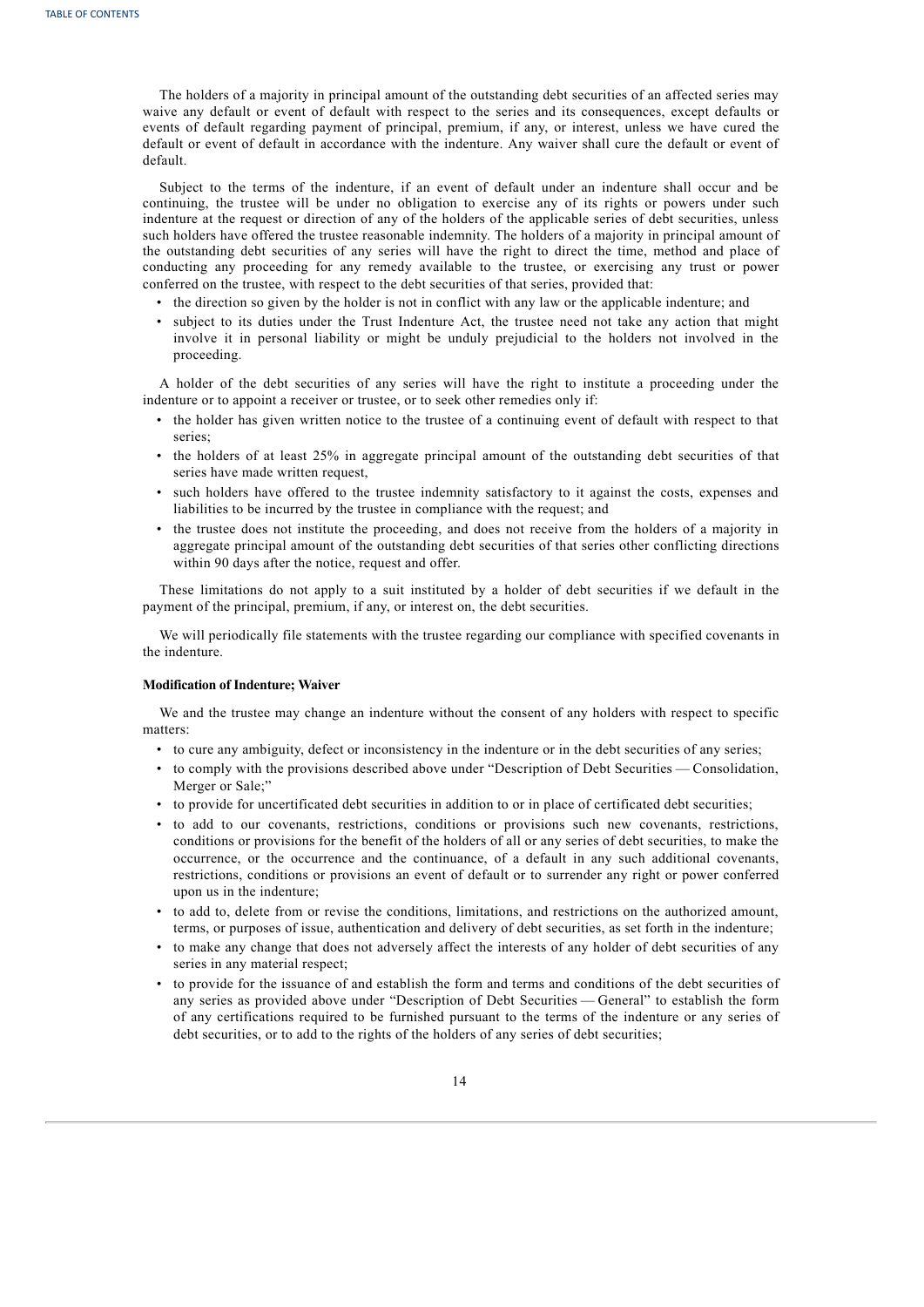The holders of a majority in principal amount of the outstanding debt securities of an affected series may waive any default or event of default with respect to the series and its consequences, except defaults or events of default regarding payment of principal, premium, if any, or interest, unless we have cured the default or event of default in accordance with the indenture. Any waiver shall cure the default or event of default.

Subject to the terms of the indenture, if an event of default under an indenture shall occur and be continuing, the trustee will be under no obligation to exercise any of its rights or powers under such indenture at the request or direction of any of the holders of the applicable series of debt securities, unless such holders have offered the trustee reasonable indemnity. The holders of a majority in principal amount of the outstanding debt securities of any series will have the right to direct the time, method and place of conducting any proceeding for any remedy available to the trustee, or exercising any trust or power conferred on the trustee, with respect to the debt securities of that series, provided that:

- the direction so given by the holder is not in conflict with any law or the applicable indenture; and
- subject to its duties under the Trust Indenture Act, the trustee need not take any action that might involve it in personal liability or might be unduly prejudicial to the holders not involved in the proceeding.

A holder of the debt securities of any series will have the right to institute a proceeding under the indenture or to appoint a receiver or trustee, or to seek other remedies only if:

- the holder has given written notice to the trustee of a continuing event of default with respect to that series;
- the holders of at least 25% in aggregate principal amount of the outstanding debt securities of that series have made written request,
- such holders have offered to the trustee indemnity satisfactory to it against the costs, expenses and liabilities to be incurred by the trustee in compliance with the request; and
- the trustee does not institute the proceeding, and does not receive from the holders of a majority in aggregate principal amount of the outstanding debt securities of that series other conflicting directions within 90 days after the notice, request and offer.

These limitations do not apply to a suit instituted by a holder of debt securities if we default in the payment of the principal, premium, if any, or interest on, the debt securities.

We will periodically file statements with the trustee regarding our compliance with specified covenants in the indenture.

**Modification of Indenture; Waiver**

We and the trustee may change an indenture without the consent of any holders with respect to specific matters:

- to cure any ambiguity, defect or inconsistency in the indenture or in the debt securities of any series;
- to comply with the provisions described above under "Description of Debt Securities — Consolidation, Merger or Sale;"
- to provide for uncertificated debt securities in addition to or in place of certificated debt securities;
- to add to our covenants, restrictions, conditions or provisions such new covenants, restrictions, conditions or provisions for the benefit of the holders of all or any series of debt securities, to make the occurrence, or the occurrence and the continuance, of a default in any such additional covenants, restrictions, conditions or provisions an event of default or to surrender any right or power conferred upon us in the indenture;
- to add to, delete from or revise the conditions, limitations, and restrictions on the authorized amount, terms, or purposes of issue, authentication and delivery of debt securities, as set forth in the indenture;
- to make any change that does not adversely affect the interests of any holder of debt securities of any series in any material respect;
- to provide for the issuance of and establish the form and terms and conditions of the debt securities of any series as provided above under "Description of Debt Securities — General" to establish the form of any certifications required to be furnished pursuant to the terms of the indenture or any series of debt securities, or to add to the rights of the holders of any series of debt securities;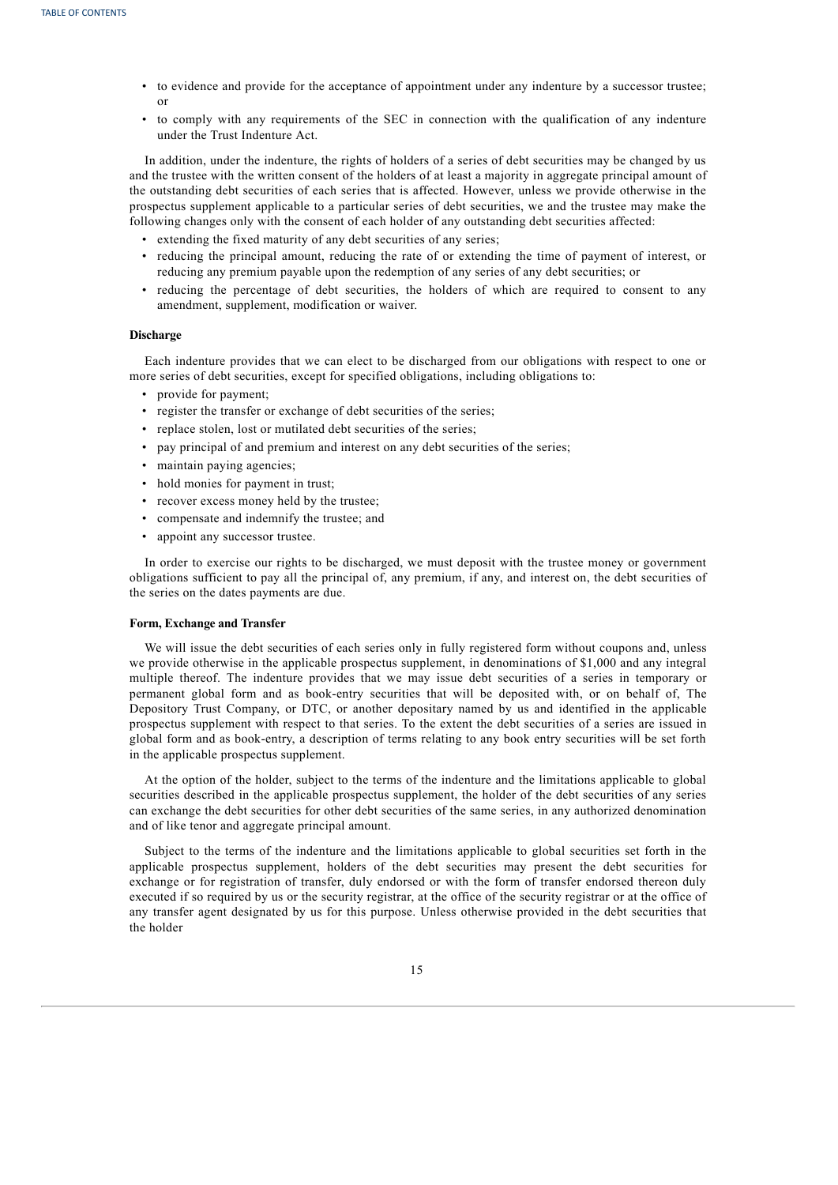- to evidence and provide for the acceptance of appointment under any indenture by a successor trustee; or
- to comply with any requirements of the SEC in connection with the qualification of any indenture under the Trust Indenture Act.

In addition, under the indenture, the rights of holders of a series of debt securities may be changed by us and the trustee with the written consent of the holders of at least a majority in aggregate principal amount of the outstanding debt securities of each series that is affected. However, unless we provide otherwise in the prospectus supplement applicable to a particular series of debt securities, we and the trustee may make the following changes only with the consent of each holder of any outstanding debt securities affected:

- extending the fixed maturity of any debt securities of any series;
- reducing the principal amount, reducing the rate of or extending the time of payment of interest, or reducing any premium payable upon the redemption of any series of any debt securities; or
- reducing the percentage of debt securities, the holders of which are required to consent to any amendment, supplement, modification or waiver.

**Discharge**

Each indenture provides that we can elect to be discharged from our obligations with respect to one or more series of debt securities, except for specified obligations, including obligations to:

- provide for payment;
- register the transfer or exchange of debt securities of the series;
- replace stolen, lost or mutilated debt securities of the series;
- pay principal of and premium and interest on any debt securities of the series;
- maintain paying agencies;
- hold monies for payment in trust;
- recover excess money held by the trustee;
- compensate and indemnify the trustee; and
- appoint any successor trustee.

In order to exercise our rights to be discharged, we must deposit with the trustee money or government obligations sufficient to pay all the principal of, any premium, if any, and interest on, the debt securities of the series on the dates payments are due.

**Form, Exchange and Transfer**

We will issue the debt securities of each series only in fully registered form without coupons and, unless we provide otherwise in the applicable prospectus supplement, in denominations of $1,000 and any integral multiple thereof. The indenture provides that we may issue debt securities of a series in temporary or permanent global form and as book-entry securities that will be deposited with, or on behalf of, The Depository Trust Company, or DTC, or another depositary named by us and identified in the applicable prospectus supplement with respect to that series. To the extent the debt securities of a series are issued in global form and as book-entry, a description of terms relating to any book entry securities will be set forth in the applicable prospectus supplement.

At the option of the holder, subject to the terms of the indenture and the limitations applicable to global securities described in the applicable prospectus supplement, the holder of the debt securities of any series can exchange the debt securities for other debt securities of the same series, in any authorized denomination and of like tenor and aggregate principal amount.

Subject to the terms of the indenture and the limitations applicable to global securities set forth in the applicable prospectus supplement, holders of the debt securities may present the debt securities for exchange or for registration of transfer, duly endorsed or with the form of transfer endorsed thereon duly executed if so required by us or the security registrar, at the office of the security registrar or at the office of any transfer agent designated by us for this purpose. Unless otherwise provided in the debt securities that the holder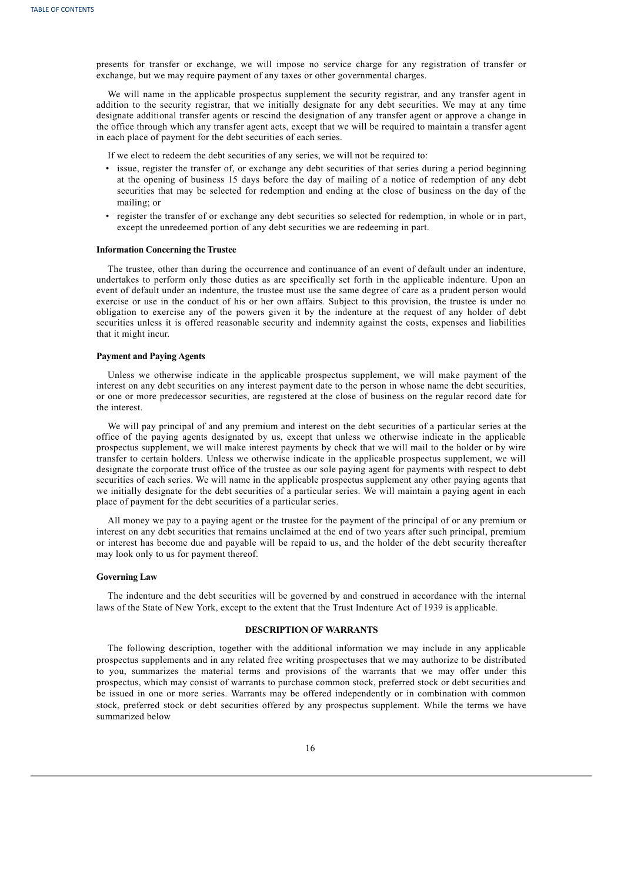presents for transfer or exchange, we will impose no service charge for any registration of transfer or exchange, but we may require payment of any taxes or other governmental charges.

We will name in the applicable prospectus supplement the security registrar, and any transfer agent in addition to the security registrar, that we initially designate for any debt securities. We may at any time designate additional transfer agents or rescind the designation of any transfer agent or approve a change in the office through which any transfer agent acts, except that we will be required to maintain a transfer agent in each place of payment for the debt securities of each series.

If we elect to redeem the debt securities of any series, we will not be required to:

- issue, register the transfer of, or exchange any debt securities of that series during a period beginning at the opening of business 15 days before the day of mailing of a notice of redemption of any debt securities that may be selected for redemption and ending at the close of business on the day of the mailing; or
- register the transfer of or exchange any debt securities so selected for redemption, in whole or in part, except the unredeemed portion of any debt securities we are redeeming in part.

#### Information Concerning the Trustee

The trustee, other than during the occurrence and continuance of an event of default under an indenture, undertakes to perform only those duties as are specifically set forth in the applicable indenture. Upon an event of default under an indenture, the trustee must use the same degree of care as a prudent person would exercise or use in the conduct of his or her own affairs. Subject to this provision, the trustee is under no obligation to exercise any of the powers given it by the indenture at the request of any holder of debt securities unless it is offered reasonable security and indemnity against the costs, expenses and liabilities that it might incur.

#### Payment and Paying Agents

Unless we otherwise indicate in the applicable prospectus supplement, we will make payment of the interest on any debt securities on any interest payment date to the person in whose name the debt securities, or one or more predecessor securities, are registered at the close of business on the regular record date for the interest.

We will pay principal of and any premium and interest on the debt securities of a particular series at the office of the paying agents designated by us, except that unless we otherwise indicate in the applicable prospectus supplement, we will make interest payments by check that we will mail to the holder or by wire transfer to certain holders. Unless we otherwise indicate in the applicable prospectus supplement, we will designate the corporate trust office of the trustee as our sole paying agent for payments with respect to debt securities of each series. We will name in the applicable prospectus supplement any other paying agents that we initially designate for the debt securities of a particular series. We will maintain a paying agent in each place of payment for the debt securities of a particular series.

All money we pay to a paying agent or the trustee for the payment of the principal of or any premium or interest on any debt securities that remains unclaimed at the end of two years after such principal, premium or interest has become due and payable will be repaid to us, and the holder of the debt security thereafter may look only to us for payment thereof.

#### Governing Law

The indenture and the debt securities will be governed by and construed in accordance with the internal laws of the State of New York, except to the extent that the Trust Indenture Act of 1939 is applicable.

## DESCRIPTION OF WARRANTS

The following description, together with the additional information we may include in any applicable prospectus supplements and in any related free writing prospectuses that we may authorize to be distributed to you, summarizes the material terms and provisions of the warrants that we may offer under this prospectus, which may consist of warrants to purchase common stock, preferred stock or debt securities and be issued in one or more series. Warrants may be offered independently or in combination with common stock, preferred stock or debt securities offered by any prospectus supplement. While the terms we have summarized below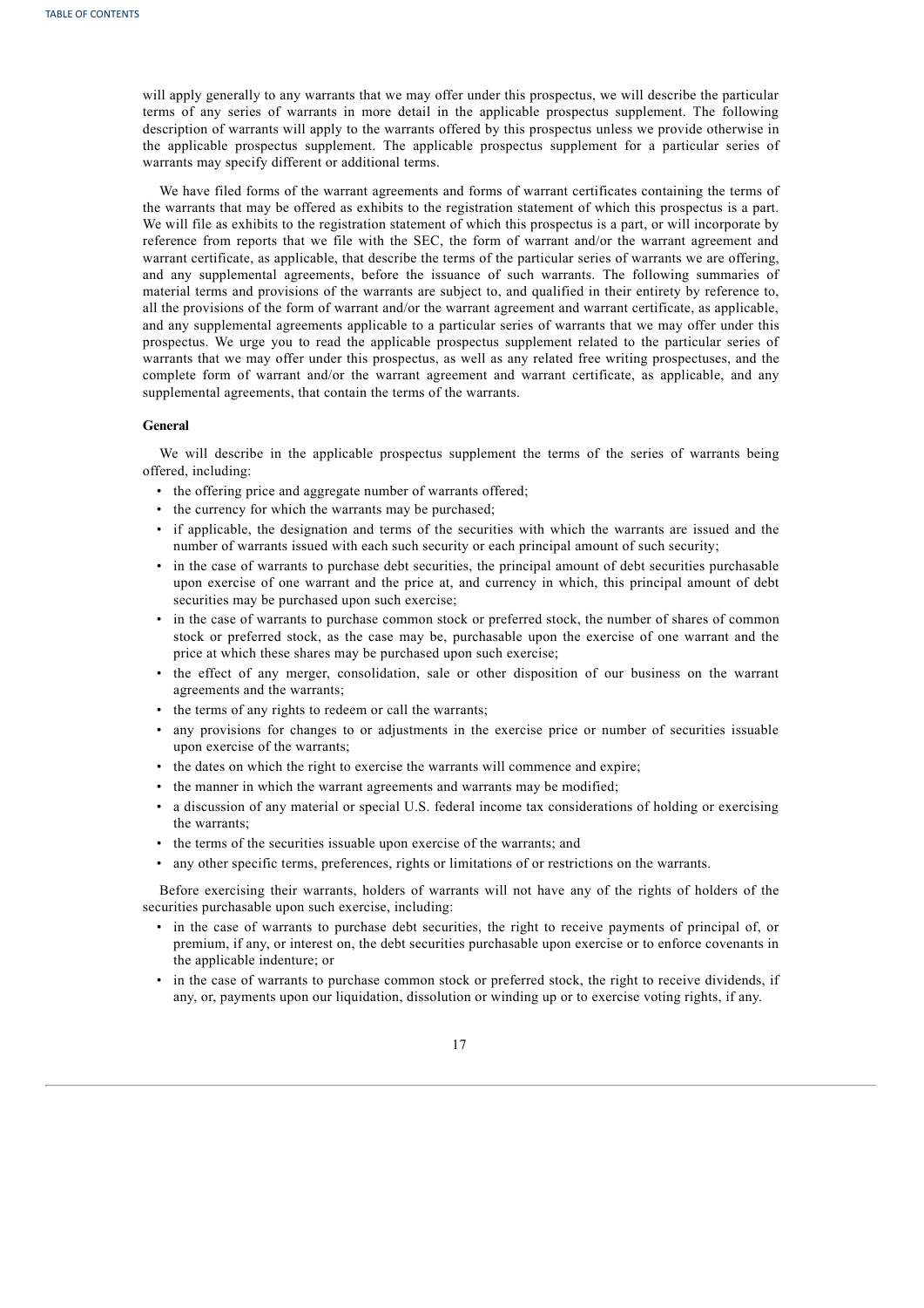will apply generally to any warrants that we may offer under this prospectus, we will describe the particular terms of any series of warrants in more detail in the applicable prospectus supplement. The following description of warrants will apply to the warrants offered by this prospectus unless we provide otherwise in the applicable prospectus supplement. The applicable prospectus supplement for a particular series of warrants may specify different or additional terms.

We have filed forms of the warrant agreements and forms of warrant certificates containing the terms of the warrants that may be offered as exhibits to the registration statement of which this prospectus is a part. We will file as exhibits to the registration statement of which this prospectus is a part, or will incorporate by reference from reports that we file with the SEC, the form of warrant and/or the warrant agreement and warrant certificate, as applicable, that describe the terms of the particular series of warrants we are offering, and any supplemental agreements, before the issuance of such warrants. The following summaries of material terms and provisions of the warrants are subject to, and qualified in their entirety by reference to, all the provisions of the form of warrant and/or the warrant agreement and warrant certificate, as applicable, and any supplemental agreements applicable to a particular series of warrants that we may offer under this prospectus. We urge you to read the applicable prospectus supplement related to the particular series of warrants that we may offer under this prospectus, as well as any related free writing prospectuses, and the complete form of warrant and/or the warrant agreement and warrant certificate, as applicable, and any supplemental agreements, that contain the terms of the warrants.

**General**

We will describe in the applicable prospectus supplement the terms of the series of warrants being offered, including:

- the offering price and aggregate number of warrants offered;
- the currency for which the warrants may be purchased;
- if applicable, the designation and terms of the securities with which the warrants are issued and the number of warrants issued with each such security or each principal amount of such security;
- in the case of warrants to purchase debt securities, the principal amount of debt securities purchasable upon exercise of one warrant and the price at, and currency in which, this principal amount of debt securities may be purchased upon such exercise;
- in the case of warrants to purchase common stock or preferred stock, the number of shares of common stock or preferred stock, as the case may be, purchasable upon the exercise of one warrant and the price at which these shares may be purchased upon such exercise;
- the effect of any merger, consolidation, sale or other disposition of our business on the warrant agreements and the warrants;
- the terms of any rights to redeem or call the warrants;
- any provisions for changes to or adjustments in the exercise price or number of securities issuable upon exercise of the warrants;
- the dates on which the right to exercise the warrants will commence and expire;
- the manner in which the warrant agreements and warrants may be modified;
- a discussion of any material or special U.S. federal income tax considerations of holding or exercising the warrants;
- the terms of the securities issuable upon exercise of the warrants; and
- any other specific terms, preferences, rights or limitations of or restrictions on the warrants.

Before exercising their warrants, holders of warrants will not have any of the rights of holders of the securities purchasable upon such exercise, including:

- in the case of warrants to purchase debt securities, the right to receive payments of principal of, or premium, if any, or interest on, the debt securities purchasable upon exercise or to enforce covenants in the applicable indenture; or
- in the case of warrants to purchase common stock or preferred stock, the right to receive dividends, if any, or, payments upon our liquidation, dissolution or winding up or to exercise voting rights, if any.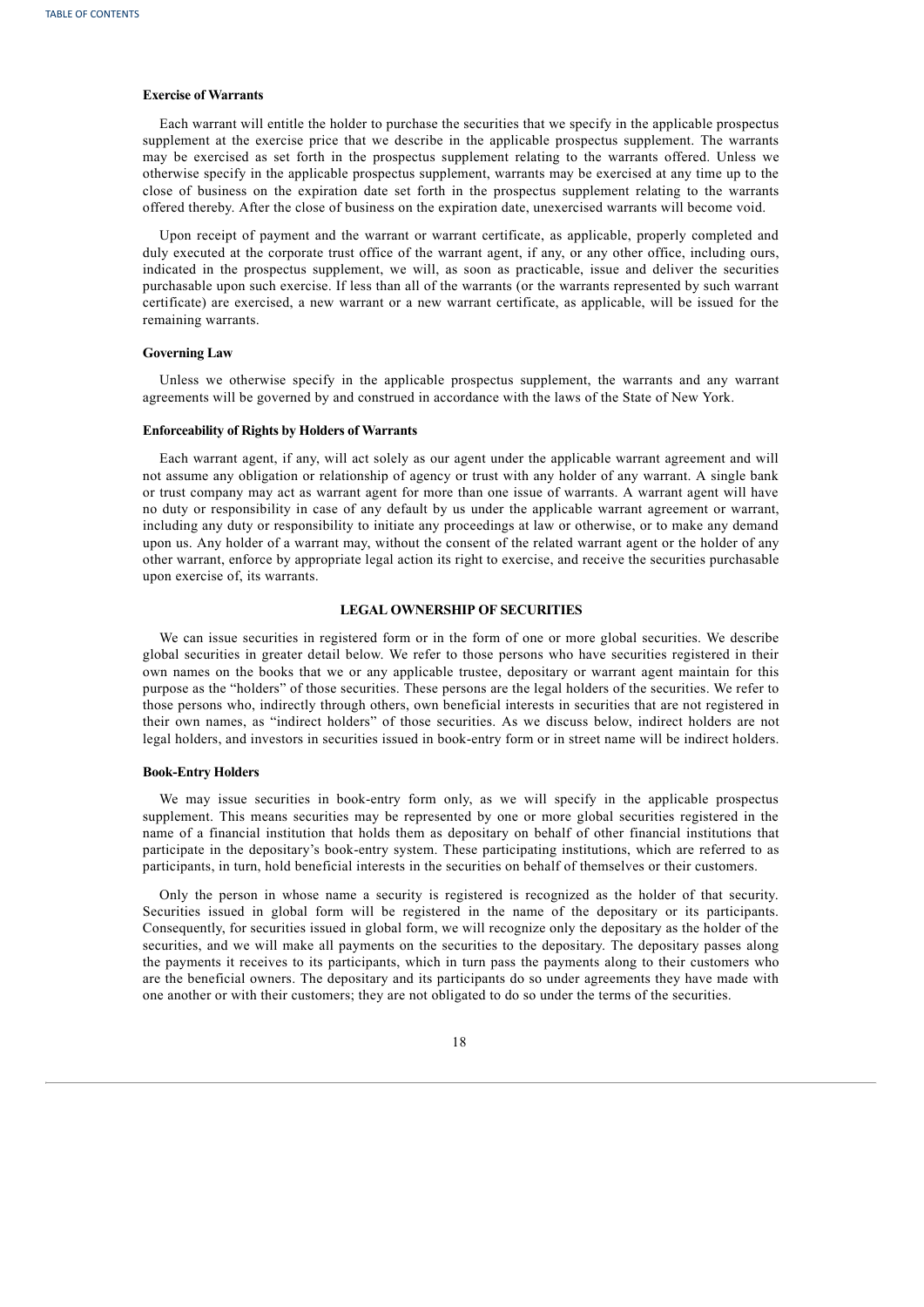### Exercise of Warrants

Each warrant will entitle the holder to purchase the securities that we specify in the applicable prospectus supplement at the exercise price that we describe in the applicable prospectus supplement. The warrants may be exercised as set forth in the prospectus supplement relating to the warrants offered. Unless we otherwise specify in the applicable prospectus supplement, warrants may be exercised at any time up to the close of business on the expiration date set forth in the prospectus supplement relating to the warrants offered thereby. After the close of business on the expiration date, unexercised warrants will become void.

Upon receipt of payment and the warrant or warrant certificate, as applicable, properly completed and duly executed at the corporate trust office of the warrant agent, if any, or any other office, including ours, indicated in the prospectus supplement, we will, as soon as practicable, issue and deliver the securities purchasable upon such exercise. If less than all of the warrants (or the warrants represented by such warrant certificate) are exercised, a new warrant or a new warrant certificate, as applicable, will be issued for the remaining warrants.

### Governing Law

Unless we otherwise specify in the applicable prospectus supplement, the warrants and any warrant agreements will be governed by and construed in accordance with the laws of the State of New York.

### Enforceability of Rights by Holders of Warrants

Each warrant agent, if any, will act solely as our agent under the applicable warrant agreement and will not assume any obligation or relationship of agency or trust with any holder of any warrant. A single bank or trust company may act as warrant agent for more than one issue of warrants. A warrant agent will have no duty or responsibility in case of any default by us under the applicable warrant agreement or warrant, including any duty or responsibility to initiate any proceedings at law or otherwise, or to make any demand upon us. Any holder of a warrant may, without the consent of the related warrant agent or the holder of any other warrant, enforce by appropriate legal action its right to exercise, and receive the securities purchasable upon exercise of, its warrants.

## LEGAL OWNERSHIP OF SECURITIES

We can issue securities in registered form or in the form of one or more global securities. We describe global securities in greater detail below. We refer to those persons who have securities registered in their own names on the books that we or any applicable trustee, depositary or warrant agent maintain for this purpose as the "holders" of those securities. These persons are the legal holders of the securities. We refer to those persons who, indirectly through others, own beneficial interests in securities that are not registered in their own names, as "indirect holders" of those securities. As we discuss below, indirect holders are not legal holders, and investors in securities issued in book-entry form or in street name will be indirect holders.

### Book-Entry Holders

We may issue securities in book-entry form only, as we will specify in the applicable prospectus supplement. This means securities may be represented by one or more global securities registered in the name of a financial institution that holds them as depositary on behalf of other financial institutions that participate in the depositary's book-entry system. These participating institutions, which are referred to as participants, in turn, hold beneficial interests in the securities on behalf of themselves or their customers.

Only the person in whose name a security is registered is recognized as the holder of that security. Securities issued in global form will be registered in the name of the depositary or its participants. Consequently, for securities issued in global form, we will recognize only the depositary as the holder of the securities, and we will make all payments on the securities to the depositary. The depositary passes along the payments it receives to its participants, which in turn pass the payments along to their customers who are the beneficial owners. The depositary and its participants do so under agreements they have made with one another or with their customers; they are not obligated to do so under the terms of the securities.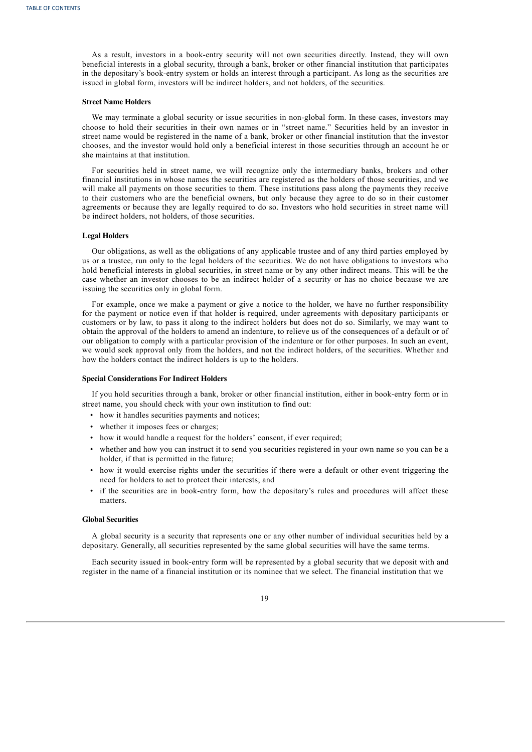As a result, investors in a book-entry security will not own securities directly. Instead, they will own beneficial interests in a global security, through a bank, broker or other financial institution that participates in the depositary's book-entry system or holds an interest through a participant. As long as the securities are issued in global form, investors will be indirect holders, and not holders, of the securities.

### Street Name Holders

We may terminate a global security or issue securities in non-global form. In these cases, investors may choose to hold their securities in their own names or in "street name." Securities held by an investor in street name would be registered in the name of a bank, broker or other financial institution that the investor chooses, and the investor would hold only a beneficial interest in those securities through an account he or she maintains at that institution.

For securities held in street name, we will recognize only the intermediary banks, brokers and other financial institutions in whose names the securities are registered as the holders of those securities, and we will make all payments on those securities to them. These institutions pass along the payments they receive to their customers who are the beneficial owners, but only because they agree to do so in their customer agreements or because they are legally required to do so. Investors who hold securities in street name will be indirect holders, not holders, of those securities.

### Legal Holders

Our obligations, as well as the obligations of any applicable trustee and of any third parties employed by us or a trustee, run only to the legal holders of the securities. We do not have obligations to investors who hold beneficial interests in global securities, in street name or by any other indirect means. This will be the case whether an investor chooses to be an indirect holder of a security or has no choice because we are issuing the securities only in global form.

For example, once we make a payment or give a notice to the holder, we have no further responsibility for the payment or notice even if that holder is required, under agreements with depositary participants or customers or by law, to pass it along to the indirect holders but does not do so. Similarly, we may want to obtain the approval of the holders to amend an indenture, to relieve us of the consequences of a default or of our obligation to comply with a particular provision of the indenture or for other purposes. In such an event, we would seek approval only from the holders, and not the indirect holders, of the securities. Whether and how the holders contact the indirect holders is up to the holders.

### Special Considerations For Indirect Holders

If you hold securities through a bank, broker or other financial institution, either in book-entry form or in street name, you should check with your own institution to find out:

- how it handles securities payments and notices;
- whether it imposes fees or charges;
- how it would handle a request for the holders' consent, if ever required;
- whether and how you can instruct it to send you securities registered in your own name so you can be a holder, if that is permitted in the future;
- how it would exercise rights under the securities if there were a default or other event triggering the need for holders to act to protect their interests; and
- if the securities are in book-entry form, how the depositary's rules and procedures will affect these matters.

### Global Securities

A global security is a security that represents one or any other number of individual securities held by a depositary. Generally, all securities represented by the same global securities will have the same terms.

Each security issued in book-entry form will be represented by a global security that we deposit with and register in the name of a financial institution or its nominee that we select. The financial institution that we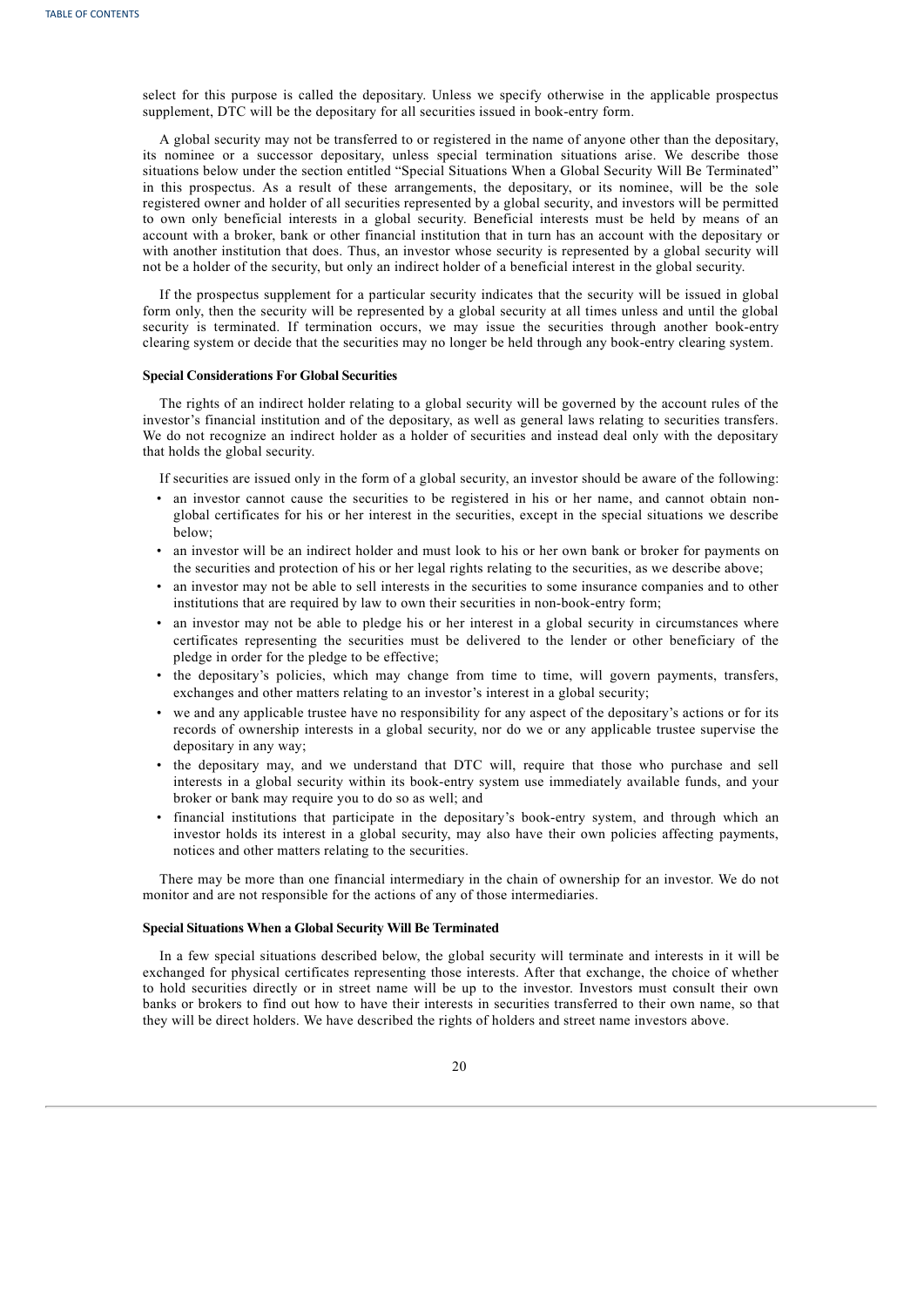select for this purpose is called the depositary. Unless we specify otherwise in the applicable prospectus supplement, DTC will be the depositary for all securities issued in book-entry form.

A global security may not be transferred to or registered in the name of anyone other than the depositary, its nominee or a successor depositary, unless special termination situations arise. We describe those situations below under the section entitled "Special Situations When a Global Security Will Be Terminated" in this prospectus. As a result of these arrangements, the depositary, or its nominee, will be the sole registered owner and holder of all securities represented by a global security, and investors will be permitted to own only beneficial interests in a global security. Beneficial interests must be held by means of an account with a broker, bank or other financial institution that in turn has an account with the depositary or with another institution that does. Thus, an investor whose security is represented by a global security will not be a holder of the security, but only an indirect holder of a beneficial interest in the global security.

If the prospectus supplement for a particular security indicates that the security will be issued in global form only, then the security will be represented by a global security at all times unless and until the global security is terminated. If termination occurs, we may issue the securities through another book-entry clearing system or decide that the securities may no longer be held through any book-entry clearing system.

**Special Considerations For Global Securities**

The rights of an indirect holder relating to a global security will be governed by the account rules of the investor's financial institution and of the depositary, as well as general laws relating to securities transfers. We do not recognize an indirect holder as a holder of securities and instead deal only with the depositary that holds the global security.

If securities are issued only in the form of a global security, an investor should be aware of the following:

- an investor cannot cause the securities to be registered in his or her name, and cannot obtain non-global certificates for his or her interest in the securities, except in the special situations we describe below;
- an investor will be an indirect holder and must look to his or her own bank or broker for payments on the securities and protection of his or her legal rights relating to the securities, as we describe above;
- an investor may not be able to sell interests in the securities to some insurance companies and to other institutions that are required by law to own their securities in non-book-entry form;
- an investor may not be able to pledge his or her interest in a global security in circumstances where certificates representing the securities must be delivered to the lender or other beneficiary of the pledge in order for the pledge to be effective;
- the depositary's policies, which may change from time to time, will govern payments, transfers, exchanges and other matters relating to an investor's interest in a global security;
- we and any applicable trustee have no responsibility for any aspect of the depositary's actions or for its records of ownership interests in a global security, nor do we or any applicable trustee supervise the depositary in any way;
- the depositary may, and we understand that DTC will, require that those who purchase and sell interests in a global security within its book-entry system use immediately available funds, and your broker or bank may require you to do so as well; and
- financial institutions that participate in the depositary's book-entry system, and through which an investor holds its interest in a global security, may also have their own policies affecting payments, notices and other matters relating to the securities.

There may be more than one financial intermediary in the chain of ownership for an investor. We do not monitor and are not responsible for the actions of any of those intermediaries.

**Special Situations When a Global Security Will Be Terminated**

In a few special situations described below, the global security will terminate and interests in it will be exchanged for physical certificates representing those interests. After that exchange, the choice of whether to hold securities directly or in street name will be up to the investor. Investors must consult their own banks or brokers to find out how to have their interests in securities transferred to their own name, so that they will be direct holders. We have described the rights of holders and street name investors above.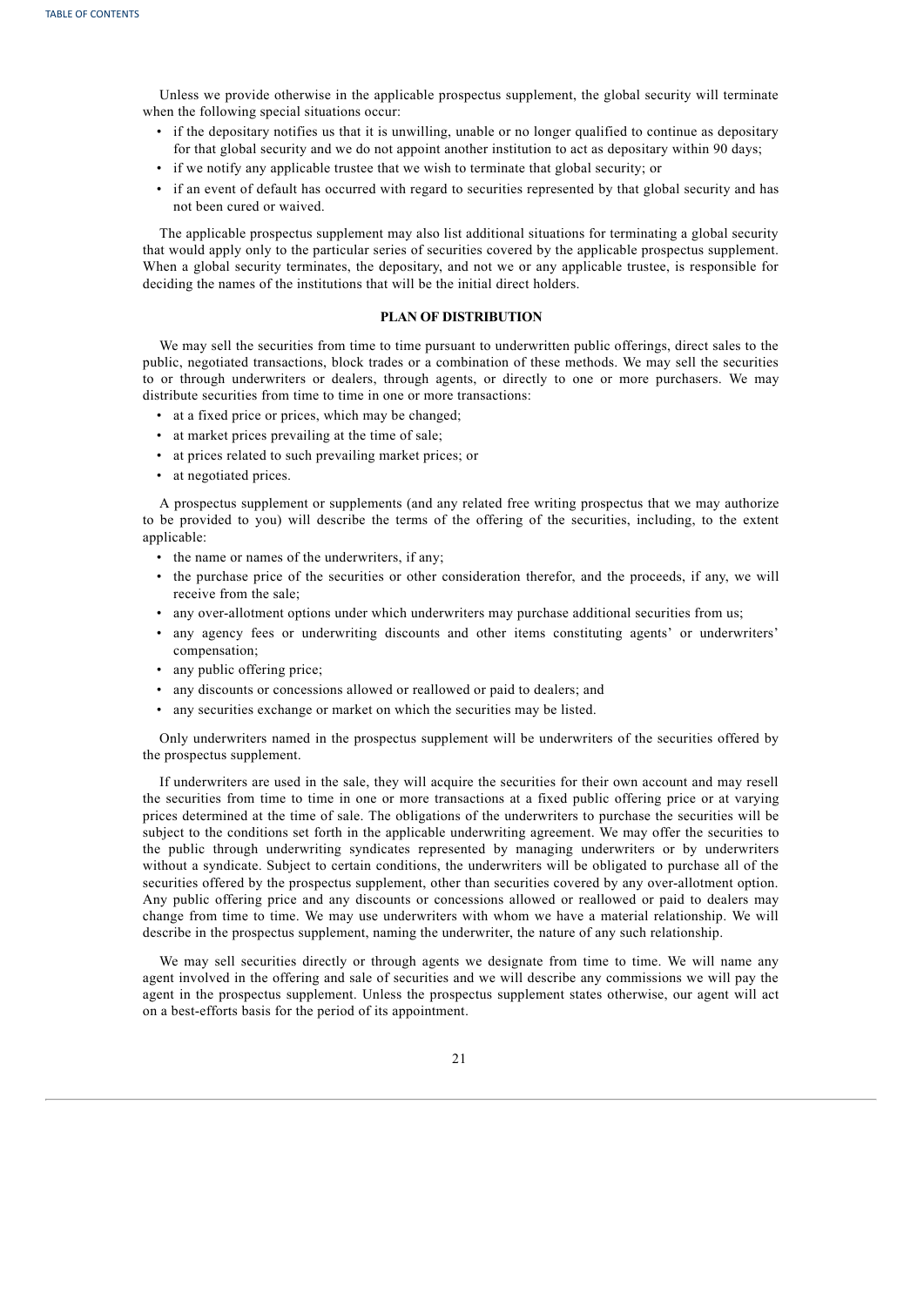Unless we provide otherwise in the applicable prospectus supplement, the global security will terminate when the following special situations occur:

- if the depositary notifies us that it is unwilling, unable or no longer qualified to continue as depositary for that global security and we do not appoint another institution to act as depositary within 90 days;
- if we notify any applicable trustee that we wish to terminate that global security; or
- if an event of default has occurred with regard to securities represented by that global security and has not been cured or waived.

The applicable prospectus supplement may also list additional situations for terminating a global security that would apply only to the particular series of securities covered by the applicable prospectus supplement. When a global security terminates, the depositary, and not we or any applicable trustee, is responsible for deciding the names of the institutions that will be the initial direct holders.

## PLAN OF DISTRIBUTION

We may sell the securities from time to time pursuant to underwritten public offerings, direct sales to the public, negotiated transactions, block trades or a combination of these methods. We may sell the securities to or through underwriters or dealers, through agents, or directly to one or more purchasers. We may distribute securities from time to time in one or more transactions:

- at a fixed price or prices, which may be changed;
- at market prices prevailing at the time of sale;
- at prices related to such prevailing market prices; or
- at negotiated prices.

A prospectus supplement or supplements (and any related free writing prospectus that we may authorize to be provided to you) will describe the terms of the offering of the securities, including, to the extent applicable:

- the name or names of the underwriters, if any;
- the purchase price of the securities or other consideration therefor, and the proceeds, if any, we will receive from the sale;
- any over-allotment options under which underwriters may purchase additional securities from us;
- any agency fees or underwriting discounts and other items constituting agents' or underwriters' compensation;
- any public offering price;
- any discounts or concessions allowed or reallowed or paid to dealers; and
- any securities exchange or market on which the securities may be listed.

Only underwriters named in the prospectus supplement will be underwriters of the securities offered by the prospectus supplement.

If underwriters are used in the sale, they will acquire the securities for their own account and may resell the securities from time to time in one or more transactions at a fixed public offering price or at varying prices determined at the time of sale. The obligations of the underwriters to purchase the securities will be subject to the conditions set forth in the applicable underwriting agreement. We may offer the securities to the public through underwriting syndicates represented by managing underwriters or by underwriters without a syndicate. Subject to certain conditions, the underwriters will be obligated to purchase all of the securities offered by the prospectus supplement, other than securities covered by any over-allotment option. Any public offering price and any discounts or concessions allowed or reallowed or paid to dealers may change from time to time. We may use underwriters with whom we have a material relationship. We will describe in the prospectus supplement, naming the underwriter, the nature of any such relationship.

We may sell securities directly or through agents we designate from time to time. We will name any agent involved in the offering and sale of securities and we will describe any commissions we will pay the agent in the prospectus supplement. Unless the prospectus supplement states otherwise, our agent will act on a best-efforts basis for the period of its appointment.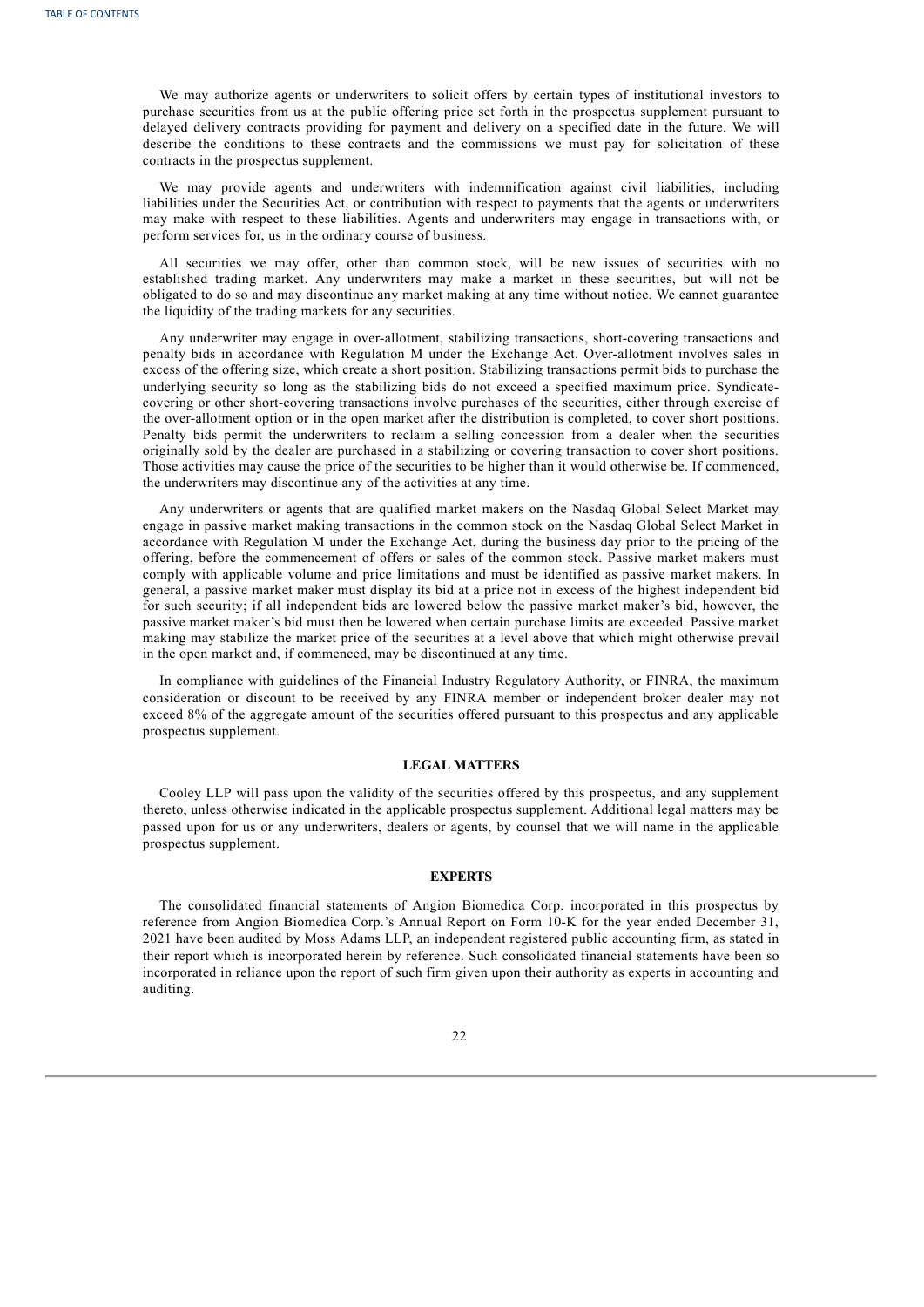We may authorize agents or underwriters to solicit offers by certain types of institutional investors to purchase securities from us at the public offering price set forth in the prospectus supplement pursuant to delayed delivery contracts providing for payment and delivery on a specified date in the future. We will describe the conditions to these contracts and the commissions we must pay for solicitation of these contracts in the prospectus supplement.

We may provide agents and underwriters with indemnification against civil liabilities, including liabilities under the Securities Act, or contribution with respect to payments that the agents or underwriters may make with respect to these liabilities. Agents and underwriters may engage in transactions with, or perform services for, us in the ordinary course of business.

All securities we may offer, other than common stock, will be new issues of securities with no established trading market. Any underwriters may make a market in these securities, but will not be obligated to do so and may discontinue any market making at any time without notice. We cannot guarantee the liquidity of the trading markets for any securities.

Any underwriter may engage in over-allotment, stabilizing transactions, short-covering transactions and penalty bids in accordance with Regulation M under the Exchange Act. Over-allotment involves sales in excess of the offering size, which create a short position. Stabilizing transactions permit bids to purchase the underlying security so long as the stabilizing bids do not exceed a specified maximum price. Syndicate-covering or other short-covering transactions involve purchases of the securities, either through exercise of the over-allotment option or in the open market after the distribution is completed, to cover short positions. Penalty bids permit the underwriters to reclaim a selling concession from a dealer when the securities originally sold by the dealer are purchased in a stabilizing or covering transaction to cover short positions. Those activities may cause the price of the securities to be higher than it would otherwise be. If commenced, the underwriters may discontinue any of the activities at any time.

Any underwriters or agents that are qualified market makers on the Nasdaq Global Select Market may engage in passive market making transactions in the common stock on the Nasdaq Global Select Market in accordance with Regulation M under the Exchange Act, during the business day prior to the pricing of the offering, before the commencement of offers or sales of the common stock. Passive market makers must comply with applicable volume and price limitations and must be identified as passive market makers. In general, a passive market maker must display its bid at a price not in excess of the highest independent bid for such security; if all independent bids are lowered below the passive market maker's bid, however, the passive market maker's bid must then be lowered when certain purchase limits are exceeded. Passive market making may stabilize the market price of the securities at a level above that which might otherwise prevail in the open market and, if commenced, may be discontinued at any time.

In compliance with guidelines of the Financial Industry Regulatory Authority, or FINRA, the maximum consideration or discount to be received by any FINRA member or independent broker dealer may not exceed 8% of the aggregate amount of the securities offered pursuant to this prospectus and any applicable prospectus supplement.

## LEGAL MATTERS

Cooley LLP will pass upon the validity of the securities offered by this prospectus, and any supplement thereto, unless otherwise indicated in the applicable prospectus supplement. Additional legal matters may be passed upon for us or any underwriters, dealers or agents, by counsel that we will name in the applicable prospectus supplement.

## EXPERTS

The consolidated financial statements of Angion Biomedica Corp. incorporated in this prospectus by reference from Angion Biomedica Corp.'s Annual Report on Form 10-K for the year ended December 31, 2021 have been audited by Moss Adams LLP, an independent registered public accounting firm, as stated in their report which is incorporated herein by reference. Such consolidated financial statements have been so incorporated in reliance upon the report of such firm given upon their authority as experts in accounting and auditing.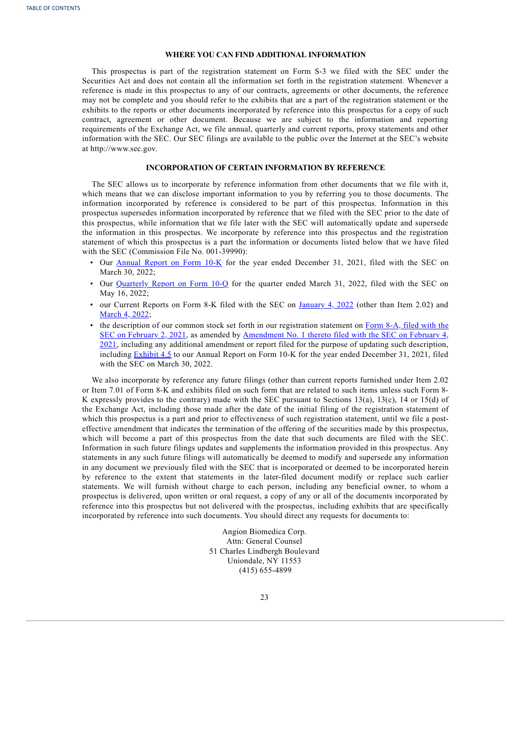## WHERE YOU CAN FIND ADDITIONAL INFORMATION

This prospectus is part of the registration statement on Form S-3 we filed with the SEC under the Securities Act and does not contain all the information set forth in the registration statement. Whenever a reference is made in this prospectus to any of our contracts, agreements or other documents, the reference may not be complete and you should refer to the exhibits that are a part of the registration statement or the exhibits to the reports or other documents incorporated by reference into this prospectus for a copy of such contract, agreement or other document. Because we are subject to the information and reporting requirements of the Exchange Act, we file annual, quarterly and current reports, proxy statements and other information with the SEC. Our SEC filings are available to the public over the Internet at the SEC's website at http://www.sec.gov.

## INCORPORATION OF CERTAIN INFORMATION BY REFERENCE

The SEC allows us to incorporate by reference information from other documents that we file with it, which means that we can disclose important information to you by referring you to those documents. The information incorporated by reference is considered to be part of this prospectus. Information in this prospectus supersedes information incorporated by reference that we filed with the SEC prior to the date of this prospectus, while information that we file later with the SEC will automatically update and supersede the information in this prospectus. We incorporate by reference into this prospectus and the registration statement of which this prospectus is a part the information or documents listed below that we have filed with the SEC (Commission File No. 001-39990):

- Our Annual Report on Form 10-K for the year ended December 31, 2021, filed with the SEC on March 30, 2022;
- Our Quarterly Report on Form 10-Q for the quarter ended March 31, 2022, filed with the SEC on May 16, 2022;
- our Current Reports on Form 8-K filed with the SEC on January 4, 2022 (other than Item 2.02) and March 4, 2022;
- the description of our common stock set forth in our registration statement on Form 8-A, filed with the SEC on February 2, 2021, as amended by Amendment No. 1 thereto filed with the SEC on February 4, 2021, including any additional amendment or report filed for the purpose of updating such description, including Exhibit 4.5 to our Annual Report on Form 10-K for the year ended December 31, 2021, filed with the SEC on March 30, 2022.

We also incorporate by reference any future filings (other than current reports furnished under Item 2.02 or Item 7.01 of Form 8-K and exhibits filed on such form that are related to such items unless such Form 8-K expressly provides to the contrary) made with the SEC pursuant to Sections 13(a), 13(c), 14 or 15(d) of the Exchange Act, including those made after the date of the initial filing of the registration statement of which this prospectus is a part and prior to effectiveness of such registration statement, until we file a post-effective amendment that indicates the termination of the offering of the securities made by this prospectus, which will become a part of this prospectus from the date that such documents are filed with the SEC. Information in such future filings updates and supplements the information provided in this prospectus. Any statements in any such future filings will automatically be deemed to modify and supersede any information in any document we previously filed with the SEC that is incorporated or deemed to be incorporated herein by reference to the extent that statements in the later-filed document modify or replace such earlier statements. We will furnish without charge to each person, including any beneficial owner, to whom a prospectus is delivered, upon written or oral request, a copy of any or all of the documents incorporated by reference into this prospectus but not delivered with the prospectus, including exhibits that are specifically incorporated by reference into such documents. You should direct any requests for documents to:

Angion Biomedica Corp.
Attn: General Counsel
51 Charles Lindbergh Boulevard
Uniondale, NY 11553
(415) 655-4899